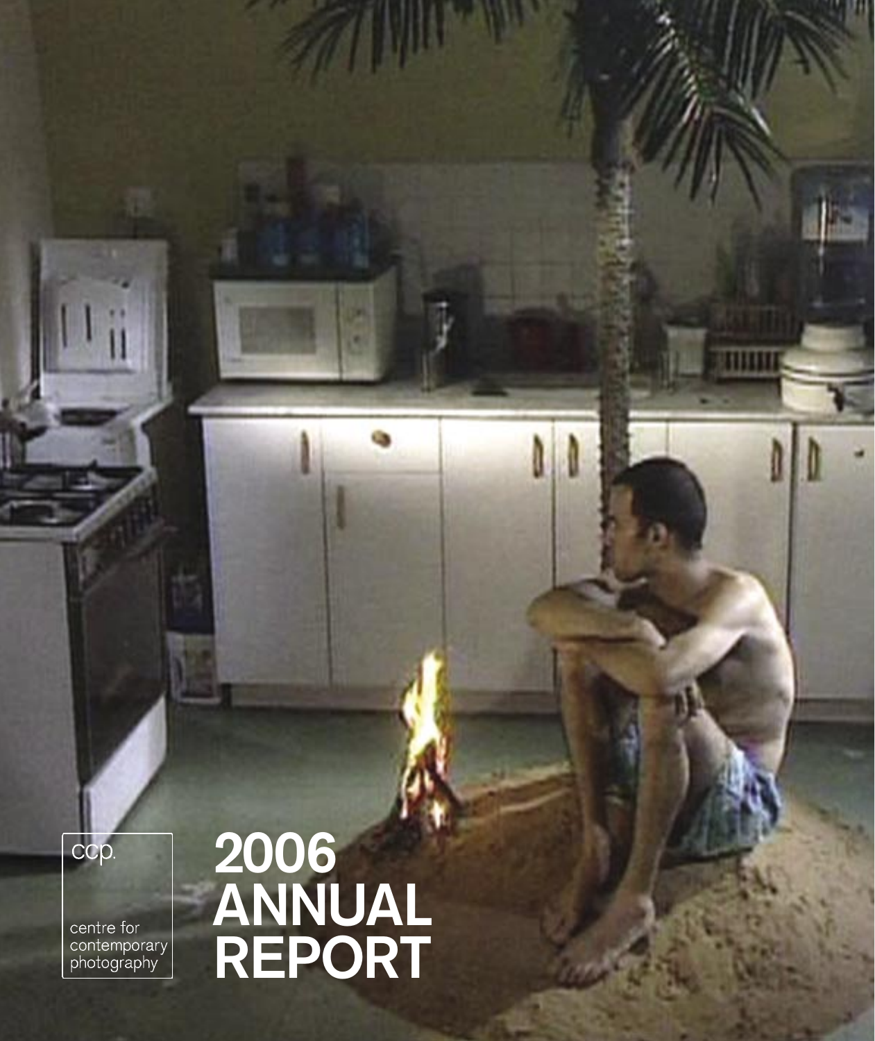ccp.

centre for
contemporary
photography

# 2006 ANNUAL REPORT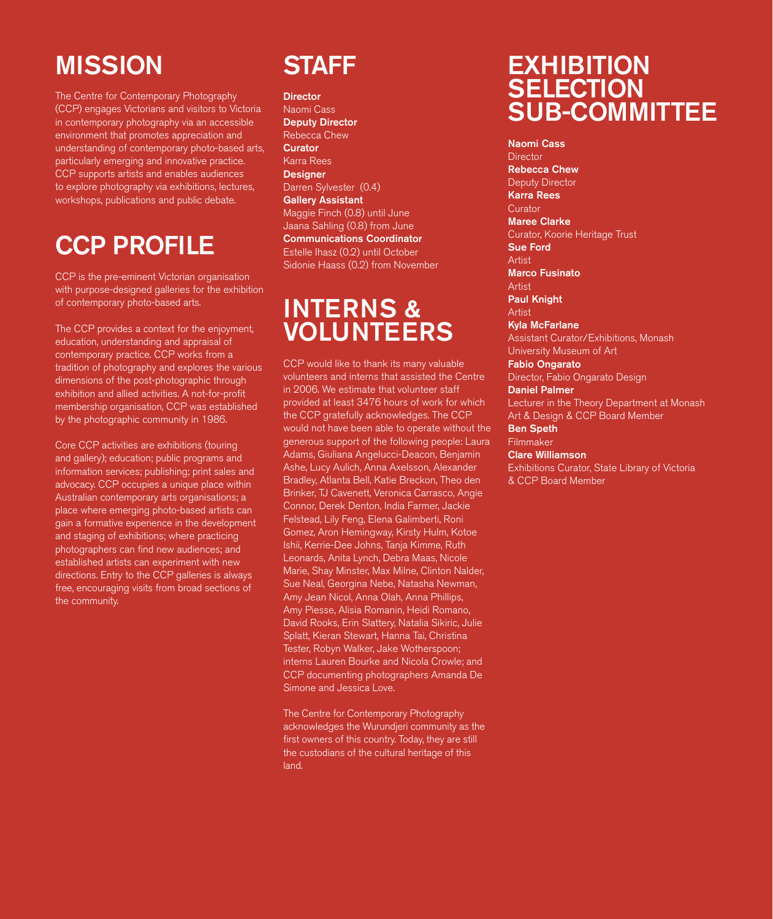# MISSION

The Centre for Contemporary Photography (CCP) engages Victorians and visitors to Victoria in contemporary photography via an accessible environment that promotes appreciation and understanding of contemporary photo-based arts, particularly emerging and innovative practice. CCP supports artists and enables audiences to explore photography via exhibitions, lectures, workshops, publications and public debate.

# CCP PROFILE

CCP is the pre-eminent Victorian organisation with purpose-designed galleries for the exhibition of contemporary photo-based arts.

The CCP provides a context for the enjoyment, education, understanding and appraisal of contemporary practice. CCP works from a tradition of photography and explores the various dimensions of the post-photographic through exhibition and allied activities. A not-for-profit membership organisation, CCP was established by the photographic community in 1986.

Core CCP activities are exhibitions (touring and gallery); education; public programs and information services; publishing; print sales and advocacy. CCP occupies a unique place within Australian contemporary arts organisations; a place where emerging photo-based artists can gain a formative experience in the development and staging of exhibitions; where practicing photographers can find new audiences; and established artists can experiment with new directions. Entry to the CCP galleries is always free, encouraging visits from broad sections of the community.

# STAFF

**Director**
Naomi Cass
**Deputy Director**
Rebecca Chew
**Curator**
Karra Rees
**Designer**
Darren Sylvester (0.4)
**Gallery Assistant**
Maggie Finch (0.8) until June
Jaana Sahling (0.8) from June
**Communications Coordinator**
Estelle Ihasz (0.2) until October
Sidonie Haass (0.2) from November

# INTERNS & VOLUNTEERS

CCP would like to thank its many valuable volunteers and interns that assisted the Centre in 2006. We estimate that volunteer staff provided at least 3476 hours of work for which the CCP gratefully acknowledges. The CCP would not have been able to operate without the generous support of the following people: Laura Adams, Giuliana Angelucci-Deacon, Benjamin Ashe, Lucy Aulich, Anna Axelsson, Alexander Bradley, Atlanta Bell, Katie Breckon, Theo den Brinker, TJ Cavenett, Veronica Carrasco, Angie Connor, Derek Denton, India Farmer, Jackie Felstead, Lily Feng, Elena Galimberti, Roni Gomez, Aron Hemingway, Kirsty Hulm, Kotoe Ishii, Kerrie-Dee Johns, Tanja Kimme, Ruth Leonards, Anita Lynch, Debra Maas, Nicole Marie, Shay Minster, Max Milne, Clinton Nalder, Sue Neal, Georgina Nebe, Natasha Newman, Amy Jean Nicol, Anna Olah, Anna Phillips, Amy Piesse, Alisia Romanin, Heidi Romano, David Rooks, Erin Slattery, Natalia Sikiric, Julie Splatt, Kieran Stewart, Hanna Tai, Christina Tester, Robyn Walker, Jake Wotherspoon; interns Lauren Bourke and Nicola Crowle; and CCP documenting photographers Amanda De Simone and Jessica Love.

The Centre for Contemporary Photography acknowledges the Wurundjeri community as the first owners of this country. Today, they are still the custodians of the cultural heritage of this land.

# EXHIBITION SELECTION SUB-COMMITTEE

**Naomi Cass**
Director
**Rebecca Chew**
Deputy Director
**Karra Rees**
Curator
**Maree Clarke**
Curator, Koorie Heritage Trust
**Sue Ford**
Artist
**Marco Fusinato**
Artist
**Paul Knight**
Artist
**Kyla McFarlane**
Assistant Curator/Exhibitions, Monash University Museum of Art
**Fabio Ongarato**
Director, Fabio Ongarato Design
**Daniel Palmer**
Lecturer in the Theory Department at Monash Art & Design & CCP Board Member
**Ben Speth**
Filmmaker
**Clare Williamson**
Exhibitions Curator, State Library of Victoria & CCP Board Member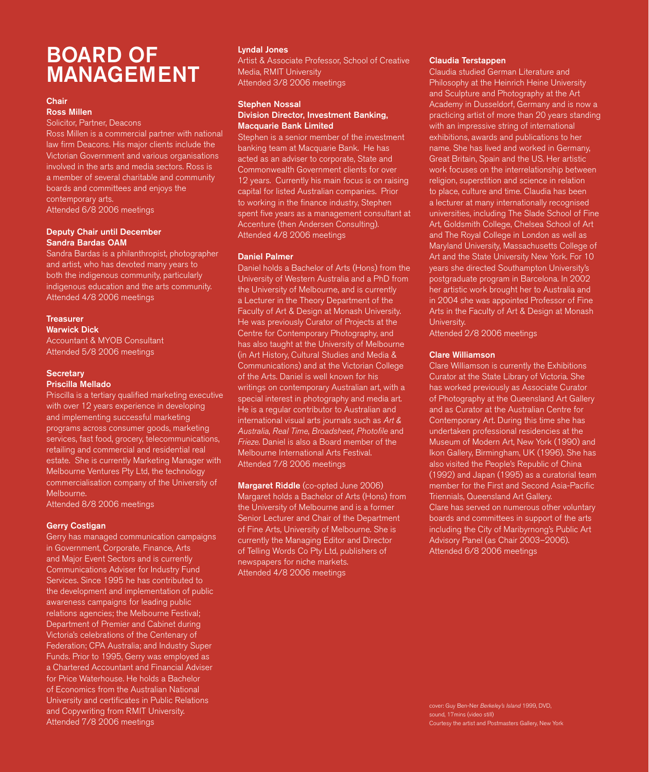# BOARD OF MANAGEMENT

**Chair**
**Ross Millen**
Solicitor, Partner, Deacons
Ross Millen is a commercial partner with national law firm Deacons. His major clients include the Victorian Government and various organisations involved in the arts and media sectors. Ross is a member of several charitable and community boards and committees and enjoys the contemporary arts.
Attended 6/8 2006 meetings

**Deputy Chair until December**
**Sandra Bardas OAM**
Sandra Bardas is a philanthropist, photographer and artist, who has devoted many years to both the indigenous community, particularly indigenous education and the arts community.
Attended 4/8 2006 meetings

**Treasurer**
**Warwick Dick**
Accountant & MYOB Consultant
Attended 5/8 2006 meetings

**Secretary**
**Priscilla Mellado**
Priscilla is a tertiary qualified marketing executive with over 12 years experience in developing and implementing successful marketing programs across consumer goods, marketing services, fast food, grocery, telecommunications, retailing and commercial and residential real estate. She is currently Marketing Manager with Melbourne Ventures Pty Ltd, the technology commercialisation company of the University of Melbourne.
Attended 8/8 2006 meetings

**Gerry Costigan**
Gerry has managed communication campaigns in Government, Corporate, Finance, Arts and Major Event Sectors and is currently Communications Adviser for Industry Fund Services. Since 1995 he has contributed to the development and implementation of public awareness campaigns for leading public relations agencies; the Melbourne Festival; Department of Premier and Cabinet during Victoria's celebrations of the Centenary of Federation; CPA Australia; and Industry Super Funds. Prior to 1995, Gerry was employed as a Chartered Accountant and Financial Adviser for Price Waterhouse. He holds a Bachelor of Economics from the Australian National University and certificates in Public Relations and Copywriting from RMIT University.
Attended 7/8 2006 meetings

**Lyndal Jones**
Artist & Associate Professor, School of Creative Media, RMIT University
Attended 3/8 2006 meetings

**Stephen Nossal**
**Division Director, Investment Banking, Macquarie Bank Limited**
Stephen is a senior member of the investment banking team at Macquarie Bank. He has acted as an adviser to corporate, State and Commonwealth Government clients for over 12 years. Currently his main focus is on raising capital for listed Australian companies. Prior to working in the finance industry, Stephen spent five years as a management consultant at Accenture (then Andersen Consulting).
Attended 4/8 2006 meetings

**Daniel Palmer**
Daniel holds a Bachelor of Arts (Hons) from the University of Western Australia and a PhD from the University of Melbourne, and is currently a Lecturer in the Theory Department of the Faculty of Art & Design at Monash University. He was previously Curator of Projects at the Centre for Contemporary Photography, and has also taught at the University of Melbourne (in Art History, Cultural Studies and Media & Communications) and at the Victorian College of the Arts. Daniel is well known for his writings on contemporary Australian art, with a special interest in photography and media art. He is a regular contributor to Australian and international visual arts journals such as *Art & Australia*, *Real Time*, *Broadsheet*, *Photofile* and *Frieze*. Daniel is also a Board member of the Melbourne International Arts Festival.
Attended 7/8 2006 meetings

**Margaret Riddle** (co-opted June 2006)
Margaret holds a Bachelor of Arts (Hons) from the University of Melbourne and is a former Senior Lecturer and Chair of the Department of Fine Arts, University of Melbourne. She is currently the Managing Editor and Director of Telling Words Co Pty Ltd, publishers of newspapers for niche markets.
Attended 4/8 2006 meetings

**Claudia Terstappen**
Claudia studied German Literature and Philosophy at the Heinrich Heine University and Sculpture and Photography at the Art Academy in Dusseldorf, Germany and is now a practicing artist of more than 20 years standing with an impressive string of international exhibitions, awards and publications to her name. She has lived and worked in Germany, Great Britain, Spain and the US. Her artistic work focuses on the interrelationship between religion, superstition and science in relation to place, culture and time. Claudia has been a lecturer at many internationally recognised universities, including The Slade School of Fine Art, Goldsmith College, Chelsea School of Art and The Royal College in London as well as Maryland University, Massachusetts College of Art and the State University New York. For 10 years she directed Southampton University's postgraduate program in Barcelona. In 2002 her artistic work brought her to Australia and in 2004 she was appointed Professor of Fine Arts in the Faculty of Art & Design at Monash University.
Attended 2/8 2006 meetings

**Clare Williamson**
Clare Williamson is currently the Exhibitions Curator at the State Library of Victoria. She has worked previously as Associate Curator of Photography at the Queensland Art Gallery and as Curator at the Australian Centre for Contemporary Art. During this time she has undertaken professional residencies at the Museum of Modern Art, New York (1990) and Ikon Gallery, Birmingham, UK (1996). She has also visited the People's Republic of China (1992) and Japan (1995) as a curatorial team member for the First and Second Asia-Pacific Triennials, Queensland Art Gallery.
Clare has served on numerous other voluntary boards and committees in support of the arts including the City of Maribyrnong's Public Art Advisory Panel (as Chair 2003–2006).
Attended 6/8 2006 meetings

cover: Guy Ben-Ner *Berkeley's Island* 1999, DVD, sound, 17mins (video still)
Courtesy the artist and Postmasters Gallery, New York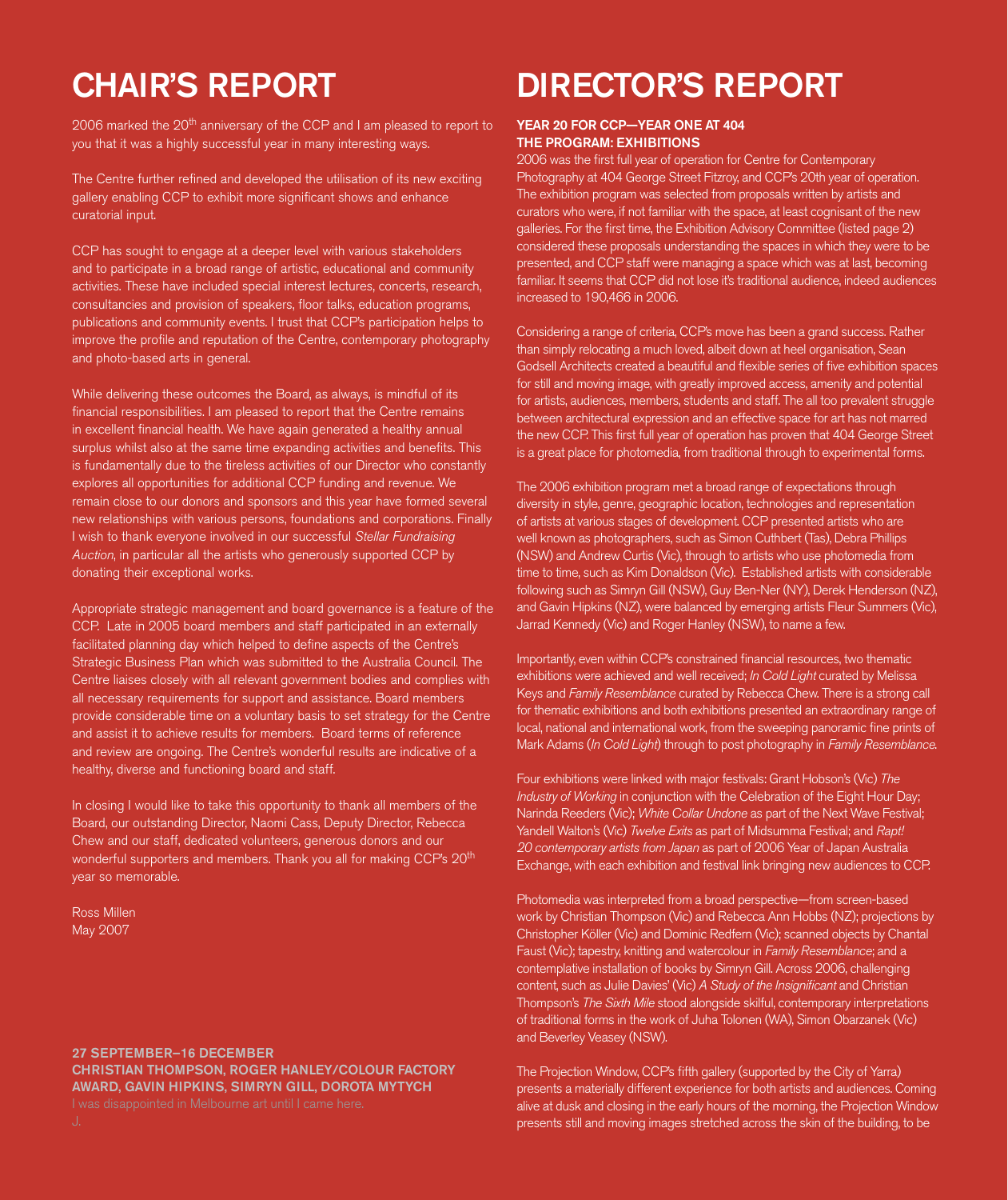# CHAIR'S REPORT

2006 marked the 20th anniversary of the CCP and I am pleased to report to you that it was a highly successful year in many interesting ways.

The Centre further refined and developed the utilisation of its new exciting gallery enabling CCP to exhibit more significant shows and enhance curatorial input.

CCP has sought to engage at a deeper level with various stakeholders and to participate in a broad range of artistic, educational and community activities. These have included special interest lectures, concerts, research, consultancies and provision of speakers, floor talks, education programs, publications and community events. I trust that CCP's participation helps to improve the profile and reputation of the Centre, contemporary photography and photo-based arts in general.

While delivering these outcomes the Board, as always, is mindful of its financial responsibilities. I am pleased to report that the Centre remains in excellent financial health. We have again generated a healthy annual surplus whilst also at the same time expanding activities and benefits. This is fundamentally due to the tireless activities of our Director who constantly explores all opportunities for additional CCP funding and revenue. We remain close to our donors and sponsors and this year have formed several new relationships with various persons, foundations and corporations. Finally I wish to thank everyone involved in our successful *Stellar Fundraising Auction*, in particular all the artists who generously supported CCP by donating their exceptional works.

Appropriate strategic management and board governance is a feature of the CCP. Late in 2005 board members and staff participated in an externally facilitated planning day which helped to define aspects of the Centre's Strategic Business Plan which was submitted to the Australia Council. The Centre liaises closely with all relevant government bodies and complies with all necessary requirements for support and assistance. Board members provide considerable time on a voluntary basis to set strategy for the Centre and assist it to achieve results for members. Board terms of reference and review are ongoing. The Centre's wonderful results are indicative of a healthy, diverse and functioning board and staff.

In closing I would like to take this opportunity to thank all members of the Board, our outstanding Director, Naomi Cass, Deputy Director, Rebecca Chew and our staff, dedicated volunteers, generous donors and our wonderful supporters and members. Thank you all for making CCP's 20th year so memorable.

Ross Millen
May 2007

**27 SEPTEMBER–16 DECEMBER**
**CHRISTIAN THOMPSON, ROGER HANLEY/COLOUR FACTORY AWARD, GAVIN HIPKINS, SIMRYN GILL, DOROTA MYTYCH**
I was disappointed in Melbourne art until I came here.
J.

# DIRECTOR'S REPORT

**YEAR 20 FOR CCP—YEAR ONE AT 404**
**THE PROGRAM: EXHIBITIONS**

2006 was the first full year of operation for Centre for Contemporary Photography at 404 George Street Fitzroy, and CCP's 20th year of operation. The exhibition program was selected from proposals written by artists and curators who were, if not familiar with the space, at least cognisant of the new galleries. For the first time, the Exhibition Advisory Committee (listed page 2) considered these proposals understanding the spaces in which they were to be presented, and CCP staff were managing a space which was at last, becoming familiar. It seems that CCP did not lose it's traditional audience, indeed audiences increased to 190,466 in 2006.

Considering a range of criteria, CCP's move has been a grand success. Rather than simply relocating a much loved, albeit down at heel organisation, Sean Godsell Architects created a beautiful and flexible series of five exhibition spaces for still and moving image, with greatly improved access, amenity and potential for artists, audiences, members, students and staff. The all too prevalent struggle between architectural expression and an effective space for art has not marred the new CCP. This first full year of operation has proven that 404 George Street is a great place for photomedia, from traditional through to experimental forms.

The 2006 exhibition program met a broad range of expectations through diversity in style, genre, geographic location, technologies and representation of artists at various stages of development. CCP presented artists who are well known as photographers, such as Simon Cuthbert (Tas), Debra Phillips (NSW) and Andrew Curtis (Vic), through to artists who use photomedia from time to time, such as Kim Donaldson (Vic). Established artists with considerable following such as Simryn Gill (NSW), Guy Ben-Ner (NY), Derek Henderson (NZ), and Gavin Hipkins (NZ), were balanced by emerging artists Fleur Summers (Vic), Jarrad Kennedy (Vic) and Roger Hanley (NSW), to name a few.

Importantly, even within CCP's constrained financial resources, two thematic exhibitions were achieved and well received; *In Cold Light* curated by Melissa Keys and *Family Resemblance* curated by Rebecca Chew. There is a strong call for thematic exhibitions and both exhibitions presented an extraordinary range of local, national and international work, from the sweeping panoramic fine prints of Mark Adams (*In Cold Light*) through to post photography in *Family Resemblance*.

Four exhibitions were linked with major festivals: Grant Hobson's (Vic) *The Industry of Working* in conjunction with the Celebration of the Eight Hour Day; Narinda Reeders (Vic); *White Collar Undone* as part of the Next Wave Festival; Yandell Walton's (Vic) *Twelve Exits* as part of Midsumma Festival; and *Rapt! 20 contemporary artists from Japan* as part of 2006 Year of Japan Australia Exchange, with each exhibition and festival link bringing new audiences to CCP.

Photomedia was interpreted from a broad perspective—from screen-based work by Christian Thompson (Vic) and Rebecca Ann Hobbs (NZ); projections by Christopher Köller (Vic) and Dominic Redfern (Vic); scanned objects by Chantal Faust (Vic); tapestry, knitting and watercolour in *Family Resemblance*; and a contemplative installation of books by Simryn Gill. Across 2006, challenging content, such as Julie Davies' (Vic) *A Study of the Insignificant* and Christian Thompson's *The Sixth Mile* stood alongside skilful, contemporary interpretations of traditional forms in the work of Juha Tolonen (WA), Simon Obarzanek (Vic) and Beverley Veasey (NSW).

The Projection Window, CCP's fifth gallery (supported by the City of Yarra) presents a materially different experience for both artists and audiences. Coming alive at dusk and closing in the early hours of the morning, the Projection Window presents still and moving images stretched across the skin of the building, to be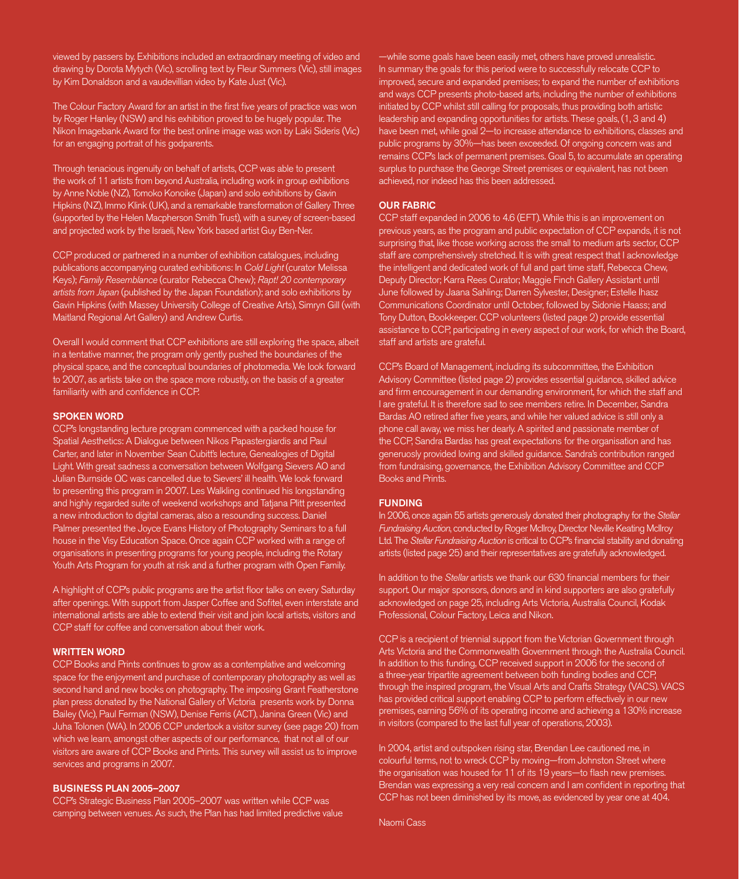viewed by passers by. Exhibitions included an extraordinary meeting of video and drawing by Dorota Mytych (Vic), scrolling text by Fleur Summers (Vic), still images by Kim Donaldson and a vaudevillian video by Kate Just (Vic).

The Colour Factory Award for an artist in the first five years of practice was won by Roger Hanley (NSW) and his exhibition proved to be hugely popular. The Nikon Imagebank Award for the best online image was won by Laki Sideris (Vic) for an engaging portrait of his godparents.

Through tenacious ingenuity on behalf of artists, CCP was able to present the work of 11 artists from beyond Australia, including work in group exhibitions by Anne Noble (NZ), Tomoko Konoike (Japan) and solo exhibitions by Gavin Hipkins (NZ), Immo Klink (UK), and a remarkable transformation of Gallery Three (supported by the Helen Macpherson Smith Trust), with a survey of screen-based and projected work by the Israeli, New York based artist Guy Ben-Ner.

CCP produced or partnered in a number of exhibition catalogues, including publications accompanying curated exhibitions: In *Cold Light* (curator Melissa Keys); *Family Resemblance* (curator Rebecca Chew); *Rapt! 20 contemporary artists from Japan* (published by the Japan Foundation); and solo exhibitions by Gavin Hipkins (with Massey University College of Creative Arts), Simryn Gill (with Maitland Regional Art Gallery) and Andrew Curtis.

Overall I would comment that CCP exhibitions are still exploring the space, albeit in a tentative manner, the program only gently pushed the boundaries of the physical space, and the conceptual boundaries of photomedia. We look forward to 2007, as artists take on the space more robustly, on the basis of a greater familiarity with and confidence in CCP.

## SPOKEN WORD

CCP's longstanding lecture program commenced with a packed house for Spatial Aesthetics: A Dialogue between Nikos Papastergiardis and Paul Carter, and later in November Sean Cubitt's lecture, Genealogies of Digital Light. With great sadness a conversation between Wolfgang Sievers AO and Julian Burnside QC was cancelled due to Sievers' ill health. We look forward to presenting this program in 2007. Les Walkling continued his longstanding and highly regarded suite of weekend workshops and Tatjana Plitt presented a new introduction to digital cameras, also a resounding success. Daniel Palmer presented the Joyce Evans History of Photography Seminars to a full house in the Visy Education Space. Once again CCP worked with a range of organisations in presenting programs for young people, including the Rotary Youth Arts Program for youth at risk and a further program with Open Family.

A highlight of CCP's public programs are the artist floor talks on every Saturday after openings. With support from Jasper Coffee and Sofitel, even interstate and international artists are able to extend their visit and join local artists, visitors and CCP staff for coffee and conversation about their work.

## WRITTEN WORD

CCP Books and Prints continues to grow as a contemplative and welcoming space for the enjoyment and purchase of contemporary photography as well as second hand and new books on photography. The imposing Grant Featherstone plan press donated by the National Gallery of Victoria presents work by Donna Bailey (Vic), Paul Ferman (NSW), Denise Ferris (ACT), Janina Green (Vic) and Juha Tolonen (WA). In 2006 CCP undertook a visitor survey (see page 20) from which we learn, amongst other aspects of our performance, that not all of our visitors are aware of CCP Books and Prints. This survey will assist us to improve services and programs in 2007.

## BUSINESS PLAN 2005–2007

CCP's Strategic Business Plan 2005–2007 was written while CCP was camping between venues. As such, the Plan has had limited predictive value—while some goals have been easily met, others have proved unrealistic. In summary the goals for this period were to successfully relocate CCP to improved, secure and expanded premises; to expand the number of exhibitions and ways CCP presents photo-based arts, including the number of exhibitions initiated by CCP whilst still calling for proposals, thus providing both artistic leadership and expanding opportunities for artists. These goals, (1, 3 and 4) have been met, while goal 2—to increase attendance to exhibitions, classes and public programs by 30%—has been exceeded. Of ongoing concern was and remains CCP's lack of permanent premises. Goal 5, to accumulate an operating surplus to purchase the George Street premises or equivalent, has not been achieved, nor indeed has this been addressed.

## OUR FABRIC

CCP staff expanded in 2006 to 4.6 (EFT). While this is an improvement on previous years, as the program and public expectation of CCP expands, it is not surprising that, like those working across the small to medium arts sector, CCP staff are comprehensively stretched. It is with great respect that I acknowledge the intelligent and dedicated work of full and part time staff, Rebecca Chew, Deputy Director; Karra Rees Curator; Maggie Finch Gallery Assistant until June followed by Jaana Sahling; Darren Sylvester, Designer; Estelle Ihasz Communications Coordinator until October, followed by Sidonie Haass; and Tony Dutton, Bookkeeper. CCP volunteers (listed page 2) provide essential assistance to CCP, participating in every aspect of our work, for which the Board, staff and artists are grateful.

CCP's Board of Management, including its subcommittee, the Exhibition Advisory Committee (listed page 2) provides essential guidance, skilled advice and firm encouragement in our demanding environment, for which the staff and I are grateful. It is therefore sad to see members retire. In December, Sandra Bardas AO retired after five years, and while her valued advice is still only a phone call away, we miss her dearly. A spirited and passionate member of the CCP, Sandra Bardas has great expectations for the organisation and has generously provided loving and skilled guidance. Sandra's contribution ranged from fundraising, governance, the Exhibition Advisory Committee and CCP Books and Prints.

## FUNDING

In 2006, once again 55 artists generously donated their photography for the *Stellar Fundraising Auction*, conducted by Roger McIlroy, Director Neville Keating McIlroy Ltd. The *Stellar Fundraising Auction* is critical to CCP's financial stability and donating artists (listed page 25) and their representatives are gratefully acknowledged.

In addition to the *Stellar* artists we thank our 630 financial members for their support. Our major sponsors, donors and in kind supporters are also gratefully acknowledged on page 25, including Arts Victoria, Australia Council, Kodak Professional, Colour Factory, Leica and Nikon.

CCP is a recipient of triennial support from the Victorian Government through Arts Victoria and the Commonwealth Government through the Australia Council. In addition to this funding, CCP received support in 2006 for the second of a three-year tripartite agreement between both funding bodies and CCP, through the inspired program, the Visual Arts and Crafts Strategy (VACS). VACS has provided critical support enabling CCP to perform effectively in our new premises, earning 56% of its operating income and achieving a 130% increase in visitors (compared to the last full year of operations, 2003).

In 2004, artist and outspoken rising star, Brendan Lee cautioned me, in colourful terms, not to wreck CCP by moving—from Johnston Street where the organisation was housed for 11 of its 19 years—to flash new premises. Brendan was expressing a very real concern and I am confident in reporting that CCP has not been diminished by its move, as evidenced by year one at 404.

Naomi Cass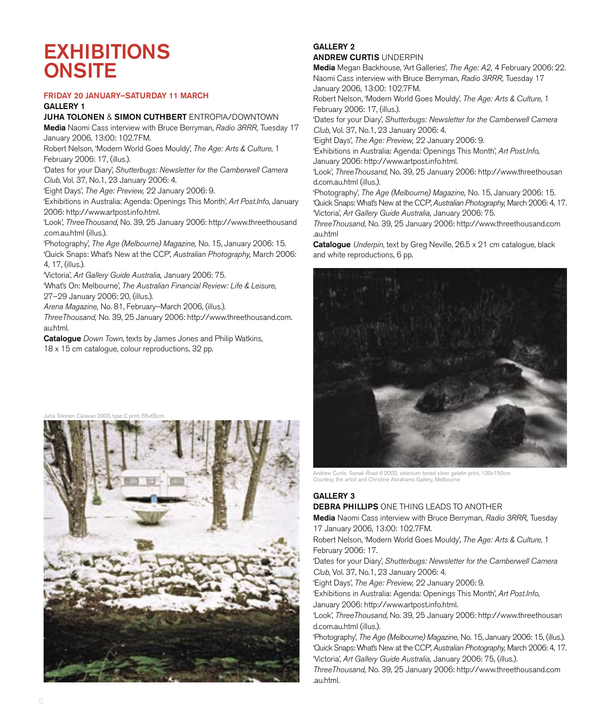# EXHIBITIONS ONSITE

## FRIDAY 20 JANUARY–SATURDAY 11 MARCH

### GALLERY 1

**JUHA TOLONEN** & **SIMON CUTHBERT** ENTROPIA/DOWNTOWN

**Media** Naomi Cass interview with Bruce Berryman, *Radio 3RRR,* Tuesday 17 January 2006, 13:00: 102.7FM.
Robert Nelson, 'Modern World Goes Mouldy', *The Age: Arts & Culture*, 1 February 2006: 17, (illus.).
'Dates for your Diary', *Shutterbugs: Newsletter for the Camberwell Camera Club*, Vol. 37, No.1, 23 January 2006: 4.
'Eight Days', *The Age: Preview,* 22 January 2006: 9.
'Exhibitions in Australia: Agenda: Openings This Month', *Art Post.Info*, January 2006: http://www.artpost.info.html.
'Look', *ThreeThousand*, No. 39, 25 January 2006: http://www.threethousand.com.au.html (illus.).
'Photography', *The Age (Melbourne) Magazine,* No. 15, January 2006: 15.
'Quick Snaps: What's New at the CCP', *Australian Photography,* March 2006: 4, 17, (illus.).
'Victoria', *Art Gallery Guide Australia,* January 2006: 75.
'What's On: Melbourne', *The Australian Financial Review: Life & Leisure,* 27–29 January 2006: 20, (illus.).
*Arena Magazine,* No. 81, February–March 2006, (illus.).
*ThreeThousand,* No. 39, 25 January 2006: http://www.threethousand.com.au.html.

**Catalogue** *Down Town*, texts by James Jones and Philip Watkins, 18 x 15 cm catalogue, colour reproductions, 32 pp.

Juha Tolonen *Caravan* 2003, type C print, 65x65cm

### GALLERY 2

**ANDREW CURTIS** UNDERPIN

**Media** Megan Backhouse, 'Art Galleries', *The Age: A2,* 4 February 2006: 22.
Naomi Cass interview with Bruce Berryman, *Radio 3RRR,* Tuesday 17 January 2006, 13:00: 102.7FM.
Robert Nelson, 'Modern World Goes Mouldy', *The Age: Arts & Culture*, 1 February 2006: 17, (illus.).
'Dates for your Diary', *Shutterbugs: Newsletter for the Camberwell Camera Club*, Vol. 37, No.1, 23 January 2006: 4.
'Eight Days', *The Age: Preview,* 22 January 2006: 9.
'Exhibitions in Australia: Agenda: Openings This Month', *Art Post.Info*, January 2006: http://www.artpost.info.html.
'Look', *ThreeThousand*, No. 39, 25 January 2006: http://www.threethousand.com.au.html (illus.).
'Photography', *The Age (Melbourne) Magazine,* No. 15, January 2006: 15.
'Quick Snaps: What's New at the CCP', *Australian Photography,* March 2006: 4, 17.
'Victoria', *Art Gallery Guide Australia,* January 2006: 75.
*ThreeThousand,* No. 39, 25 January 2006: http://www.threethousand.com.au.html

**Catalogue** *Underpin*, text by Greg Neville, 26.5 x 21 cm catalogue, black and white reproductions, 6 pp.

Andrew Curtis *Toorak Road 6* 2002, selenium toned silver gelatin print, 120x150cm
Courtesy the artist and Christine Abrahams Gallery, Melbourne

### GALLERY 3

**DEBRA PHILLIPS** ONE THING LEADS TO ANOTHER

**Media** Naomi Cass interview with Bruce Berryman, *Radio 3RRR,* Tuesday 17 January 2006, 13:00: 102.7FM.
Robert Nelson, 'Modern World Goes Mouldy', *The Age: Arts & Culture*, 1 February 2006: 17.
'Dates for your Diary', *Shutterbugs: Newsletter for the Camberwell Camera Club*, Vol. 37, No.1, 23 January 2006: 4.
'Eight Days', *The Age: Preview,* 22 January 2006: 9.
'Exhibitions in Australia: Agenda: Openings This Month', *Art Post.Info*, January 2006: http://www.artpost.info.html.
'Look', *ThreeThousand*, No. 39, 25 January 2006: http://www.threethousand.com.au.html (illus.).
'Photography', *The Age (Melbourne) Magazine,* No. 15, January 2006: 15, (illus.).
'Quick Snaps: What's New at the CCP', *Australian Photography,* March 2006: 4, 17.
'Victoria', *Art Gallery Guide Australia,* January 2006: 75, (illus.).
*ThreeThousand,* No. 39, 25 January 2006: http://www.threethousand.com.au.html.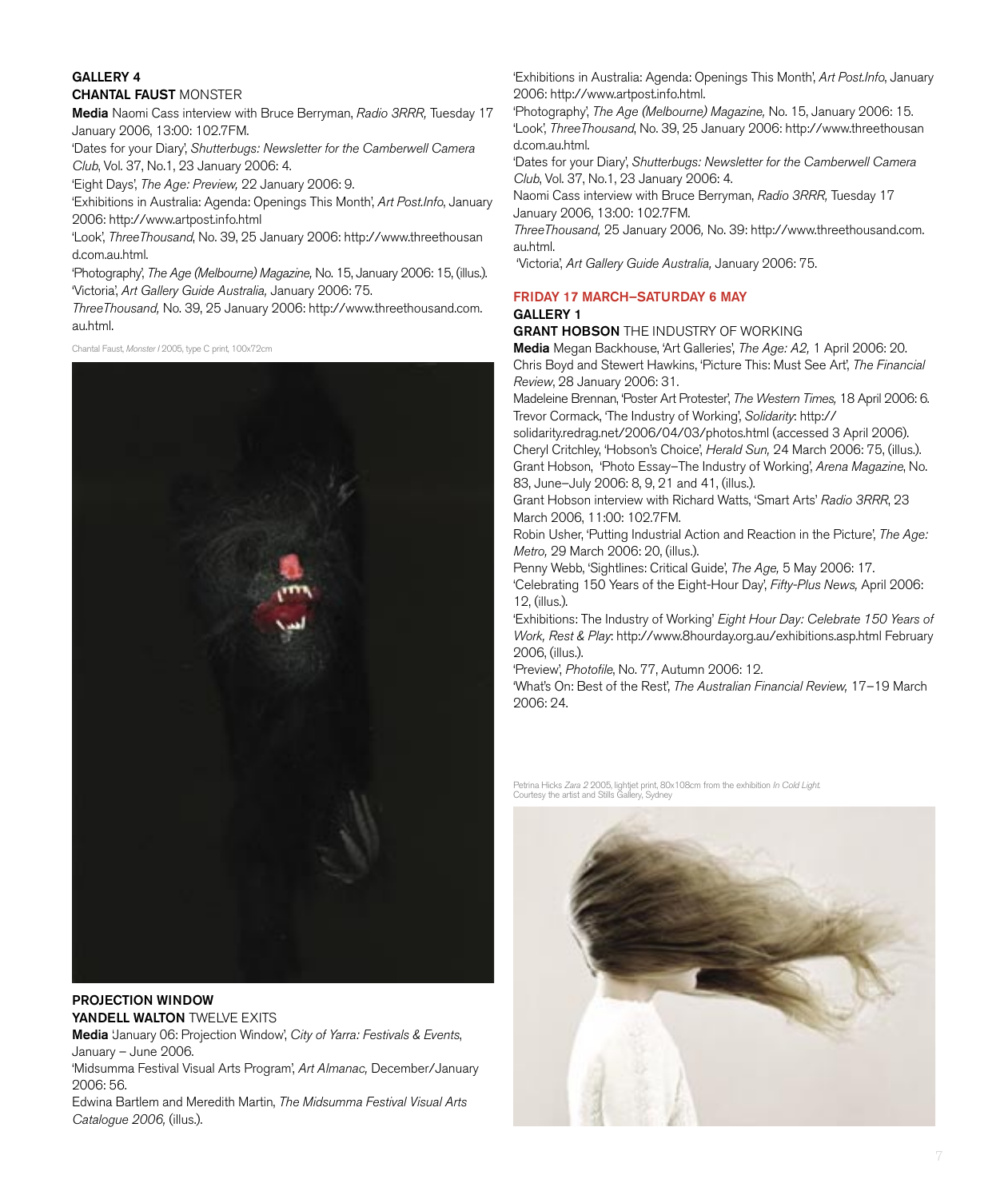**GALLERY 4**
**CHANTAL FAUST** MONSTER

**Media** Naomi Cass interview with Bruce Berryman, *Radio 3RRR,* Tuesday 17 January 2006, 13:00: 102.7FM.
'Dates for your Diary', *Shutterbugs: Newsletter for the Camberwell Camera Club*, Vol. 37, No.1, 23 January 2006: 4.
'Eight Days', *The Age: Preview,* 22 January 2006: 9.
'Exhibitions in Australia: Agenda: Openings This Month', *Art Post.Info*, January 2006: http://www.artpost.info.html
'Look', *ThreeThousand*, No. 39, 25 January 2006: http://www.threethousand.com.au.html.
'Photography', *The Age (Melbourne) Magazine,* No. 15, January 2006: 15, (illus.).
'Victoria', *Art Gallery Guide Australia,* January 2006: 75.
*ThreeThousand,* No. 39, 25 January 2006: http://www.threethousand.com.au.html.

Chantal Faust, *Monster I* 2005, type C print, 100x72cm

**PROJECTION WINDOW**
**YANDELL WALTON** TWELVE EXITS

**Media** 'January 06: Projection Window', *City of Yarra: Festivals & Events*, January – June 2006.
'Midsumma Festival Visual Arts Program', *Art Almanac,* December/January 2006: 56.
Edwina Bartlem and Meredith Martin, *The Midsumma Festival Visual Arts Catalogue 2006,* (illus.).
'Exhibitions in Australia: Agenda: Openings This Month', *Art Post.Info*, January 2006: http://www.artpost.info.html.
'Photography', *The Age (Melbourne) Magazine,* No. 15, January 2006: 15.
'Look', *ThreeThousand*, No. 39, 25 January 2006: http://www.threethousand.com.au.html.
'Dates for your Diary', *Shutterbugs: Newsletter for the Camberwell Camera Club*, Vol. 37, No.1, 23 January 2006: 4.
Naomi Cass interview with Bruce Berryman, *Radio 3RRR,* Tuesday 17 January 2006, 13:00: 102.7FM.
*ThreeThousand,* 25 January 2006, No. 39: http://www.threethousand.com.au.html.
'Victoria', *Art Gallery Guide Australia,* January 2006: 75.

## FRIDAY 17 MARCH–SATURDAY 6 MAY

**GALLERY 1**
**GRANT HOBSON** THE INDUSTRY OF WORKING

**Media** Megan Backhouse, 'Art Galleries', *The Age: A2,* 1 April 2006: 20.
Chris Boyd and Stewert Hawkins, 'Picture This: Must See Art', *The Financial Review*, 28 January 2006: 31.
Madeleine Brennan, 'Poster Art Protester', *The Western Times,* 18 April 2006: 6.
Trevor Cormack, 'The Industry of Working', *Solidarity*: http://solidarity.redrag.net/2006/04/03/photos.html (accessed 3 April 2006).
Cheryl Critchley, 'Hobson's Choice', *Herald Sun,* 24 March 2006: 75, (illus.).
Grant Hobson, 'Photo Essay–The Industry of Working', *Arena Magazine*, No. 83, June–July 2006: 8, 9, 21 and 41, (illus.).
Grant Hobson interview with Richard Watts, 'Smart Arts' *Radio 3RRR*, 23 March 2006, 11:00: 102.7FM.
Robin Usher, 'Putting Industrial Action and Reaction in the Picture', *The Age: Metro,* 29 March 2006: 20, (illus.).
Penny Webb, 'Sightlines: Critical Guide', *The Age,* 5 May 2006: 17.
'Celebrating 150 Years of the Eight-Hour Day', *Fifty-Plus News,* April 2006: 12, (illus.).
'Exhibitions: The Industry of Working' *Eight Hour Day: Celebrate 150 Years of Work, Rest & Play*: http://www.8hourday.org.au/exhibitions.asp.html February 2006, (illus.).
'Preview', *Photofile*, No. 77, Autumn 2006: 12.
'What's On: Best of the Rest', *The Australian Financial Review,* 17–19 March 2006: 24.

Petrina Hicks *Zara 2* 2005, lightjet print, 80x108cm from the exhibition *In Cold Light.* Courtesy the artist and Stills Gallery, Sydney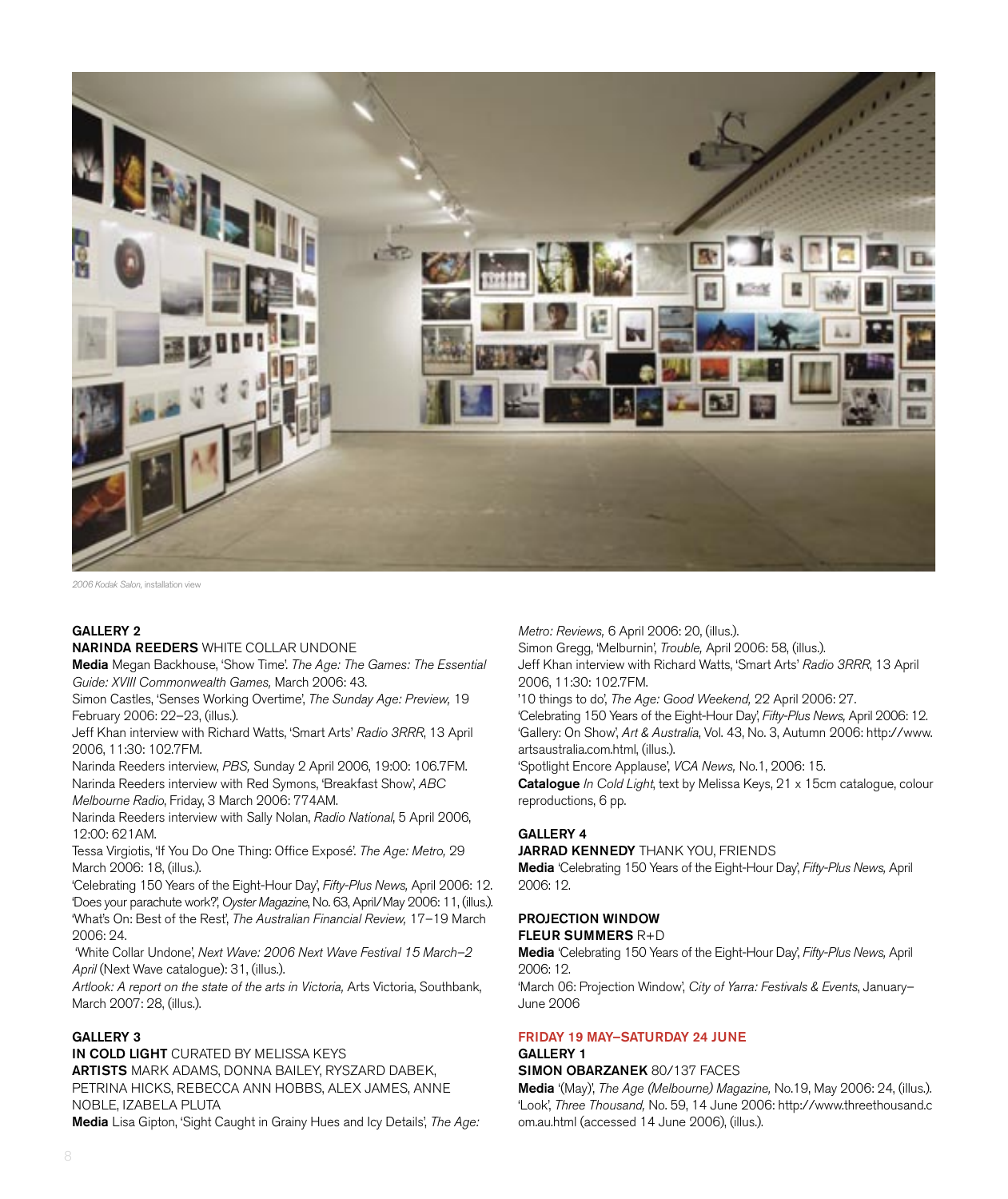*2006 Kodak Salon*, installation view

**GALLERY 2**

**NARINDA REEDERS** WHITE COLLAR UNDONE

**Media** Megan Backhouse, 'Show Time'. *The Age: The Games: The Essential Guide: XVIII Commonwealth Games,* March 2006: 43.
Simon Castles, 'Senses Working Overtime', *The Sunday Age: Preview,* 19 February 2006: 22–23, (illus.).
Jeff Khan interview with Richard Watts, 'Smart Arts' *Radio 3RRR*, 13 April 2006, 11:30: 102.7FM.
Narinda Reeders interview, *PBS,* Sunday 2 April 2006, 19:00: 106.7FM.
Narinda Reeders interview with Red Symons, 'Breakfast Show', *ABC Melbourne Radio*, Friday, 3 March 2006: 774AM.
Narinda Reeders interview with Sally Nolan, *Radio National*, 5 April 2006, 12:00: 621AM.
Tessa Virgiotis, 'If You Do One Thing: Office Exposé'. *The Age: Metro,* 29 March 2006: 18, (illus.).
'Celebrating 150 Years of the Eight-Hour Day', *Fifty-Plus News,* April 2006: 12.
'Does your parachute work?', *Oyster Magazine*, No. 63, April/May 2006: 11, (illus.).
'What's On: Best of the Rest', *The Australian Financial Review,* 17–19 March 2006: 24.
'White Collar Undone', *Next Wave: 2006 Next Wave Festival 15 March–2 April* (Next Wave catalogue): 31, (illus.).
*Artlook: A report on the state of the arts in Victoria,* Arts Victoria, Southbank, March 2007: 28, (illus.).

**GALLERY 3**

**IN COLD LIGHT** CURATED BY MELISSA KEYS

**ARTISTS** MARK ADAMS, DONNA BAILEY, RYSZARD DABEK, PETRINA HICKS, REBECCA ANN HOBBS, ALEX JAMES, ANNE NOBLE, IZABELA PLUTA

**Media** Lisa Gipton, 'Sight Caught in Grainy Hues and Icy Details', *The Age: Metro: Reviews,* 6 April 2006: 20, (illus.).
Simon Gregg, 'Melburnin', *Trouble,* April 2006: 58, (illus.).
Jeff Khan interview with Richard Watts, 'Smart Arts' *Radio 3RRR*, 13 April 2006, 11:30: 102.7FM.
'10 things to do', *The Age: Good Weekend,* 22 April 2006: 27.
'Celebrating 150 Years of the Eight-Hour Day', *Fifty-Plus News,* April 2006: 12.
'Gallery: On Show', *Art & Australia*, Vol. 43, No. 3, Autumn 2006: http://www.artsaustralia.com.html, (illus.).
'Spotlight Encore Applause', *VCA News,* No.1, 2006: 15.

**Catalogue** *In Cold Light*, text by Melissa Keys, 21 x 15cm catalogue, colour reproductions, 6 pp.

**GALLERY 4**

**JARRAD KENNEDY** THANK YOU, FRIENDS

**Media** 'Celebrating 150 Years of the Eight-Hour Day', *Fifty-Plus News,* April 2006: 12.

**PROJECTION WINDOW**

**FLEUR SUMMERS** R+D

**Media** 'Celebrating 150 Years of the Eight-Hour Day', *Fifty-Plus News,* April 2006: 12.
'March 06: Projection Window', *City of Yarra: Festivals & Events*, January–June 2006

**FRIDAY 19 MAY–SATURDAY 24 JUNE**

**GALLERY 1**

**SIMON OBARZANEK** 80/137 FACES

**Media** '(May)', *The Age (Melbourne) Magazine,* No.19, May 2006: 24, (illus.).
'Look', *Three Thousand,* No. 59, 14 June 2006: http://www.threethousand.com.au.html (accessed 14 June 2006), (illus.).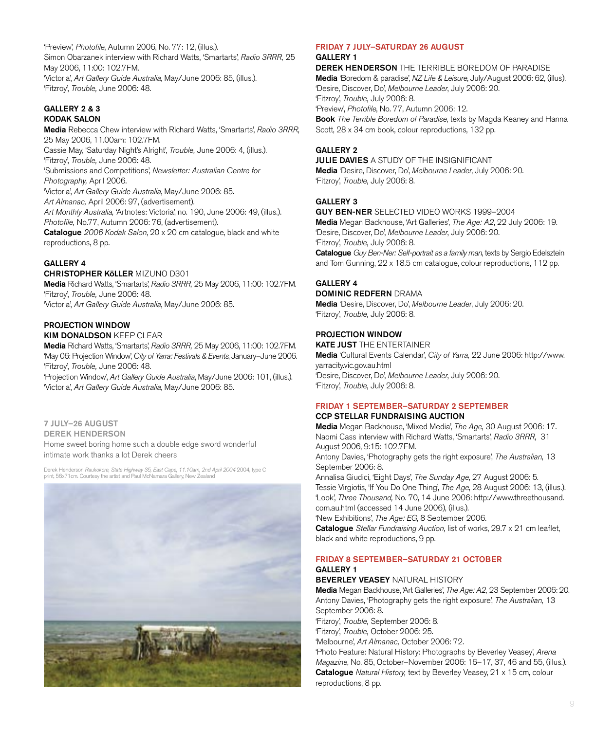'Preview', *Photofile*, Autumn 2006, No. 77: 12, (illus.).
Simon Obarzanek interview with Richard Watts, 'Smartarts', *Radio 3RRR*, 25 May 2006, 11:00: 102.7FM.
'Victoria', *Art Gallery Guide Australia*, May/June 2006: 85, (illus.).
'Fitzroy', *Trouble*, June 2006: 48.

### GALLERY 2 & 3
**KODAK SALON**

**Media** Rebecca Chew interview with Richard Watts, 'Smartarts', *Radio 3RRR*, 25 May 2006, 11.00am: 102.7FM.
Cassie May, 'Saturday Night's Alright', *Trouble*, June 2006: 4, (illus.).
'Fitzroy', *Trouble*, June 2006: 48.
'Submissions and Competitions', *Newsletter: Australian Centre for Photography*, April 2006.
'Victoria', *Art Gallery Guide Australia*, May/June 2006: 85.
*Art Almanac*, April 2006: 97, (advertisement).
*Art Monthly Australia*, 'Artnotes: Victoria', no. 190, June 2006: 49, (illus.).
*Photofile*, No.77, Autumn 2006: 76, (advertisement).
**Catalogue** *2006 Kodak Salon*, 20 x 20 cm catalogue, black and white reproductions, 8 pp.

### GALLERY 4
**CHRISTOPHER KöLLER** MIZUNO D301

**Media** Richard Watts, 'Smartarts', *Radio 3RRR*, 25 May 2006, 11:00: 102.7FM.
'Fitzroy', *Trouble*, June 2006: 48.
'Victoria', *Art Gallery Guide Australia*, May/June 2006: 85.

### PROJECTION WINDOW
**KIM DONALDSON** KEEP CLEAR

**Media** Richard Watts, 'Smartarts', *Radio 3RRR*, 25 May 2006, 11:00: 102.7FM.
'May 06: Projection Window', *City of Yarra: Festivals & Events*, January–June 2006.
'Fitzroy', *Trouble*, June 2006: 48.
'Projection Window', *Art Gallery Guide Australia*, May/June 2006: 101, (illus.).
'Victoria', *Art Gallery Guide Australia*, May/June 2006: 85.

**7 JULY–26 AUGUST**
**DEREK HENDERSON**
Home sweet boring home such a double edge sword wonderful intimate work thanks a lot Derek cheers

Derek Henderson *Raukokore, State Highway 35, East Cape, 11.10am, 2nd April 2004* 2004, type C print, 56x71cm. Courtesy the artist and Paul McNamara Gallery, New Zealand

## FRIDAY 7 JULY–SATURDAY 26 AUGUST

### GALLERY 1
**DEREK HENDERSON** THE TERRIBLE BOREDOM OF PARADISE

**Media** 'Boredom & paradise', *NZ Life & Leisure*, July/August 2006: 62, (illus).
'Desire, Discover, Do', *Melbourne Leader*, July 2006: 20.
'Fitzroy', *Trouble*, July 2006: 8.
'Preview', *Photofile*, No. 77, Autumn 2006: 12.
**Book** *The Terrible Boredom of Paradise*, texts by Magda Keaney and Hanna Scott, 28 x 34 cm book, colour reproductions, 132 pp.

### GALLERY 2
**JULIE DAVIES** A STUDY OF THE INSIGNIFICANT

**Media** 'Desire, Discover, Do', *Melbourne Leader*, July 2006: 20.
'Fitzroy', *Trouble*, July 2006: 8.

### GALLERY 3
**GUY BEN-NER** SELECTED VIDEO WORKS 1999–2004

**Media** Megan Backhouse, 'Art Galleries', *The Age: A2*, 22 July 2006: 19.
'Desire, Discover, Do', *Melbourne Leader*, July 2006: 20.
'Fitzroy', *Trouble*, July 2006: 8.
**Catalogue** *Guy Ben-Ner: Self-portrait as a family man*, texts by Sergio Edelsztein and Tom Gunning, 22 x 18.5 cm catalogue, colour reproductions, 112 pp.

### GALLERY 4
**DOMINIC REDFERN** DRAMA

**Media** 'Desire, Discover, Do', *Melbourne Leader*, July 2006: 20.
'Fitzroy', *Trouble*, July 2006: 8.

### PROJECTION WINDOW
**KATE JUST** THE ENTERTAINER

**Media** 'Cultural Events Calendar', *City of Yarra*, 22 June 2006: http://www.yarracity.vic.gov.au.html
'Desire, Discover, Do', *Melbourne Leader*, July 2006: 20.
'Fitzroy', *Trouble*, July 2006: 8.

## FRIDAY 1 SEPTEMBER–SATURDAY 2 SEPTEMBER

**CCP STELLAR FUNDRAISING AUCTION**

**Media** Megan Backhouse, 'Mixed Media', *The Age*, 30 August 2006: 17.
Naomi Cass interview with Richard Watts, 'Smartarts', *Radio 3RRR*, 31 August 2006, 9:15: 102.7FM.
Antony Davies, 'Photography gets the right exposure', *The Australian*, 13 September 2006: 8.
Annalisa Giudici, 'Eight Days', *The Sunday Age*, 27 August 2006: 5.
Tessie Virgiotis, 'If You Do One Thing', *The Age*, 28 August 2006: 13, (illus.).
'Look', *Three Thousand*, No. 70, 14 June 2006: http://www.threethousand.com.au.html (accessed 14 June 2006), (illus.).
'New Exhibitions', *The Age: EG*, 8 September 2006.
**Catalogue** *Stellar Fundraising Auction*, list of works, 29.7 x 21 cm leaflet, black and white reproductions, 9 pp.

## FRIDAY 8 SEPTEMBER–SATURDAY 21 OCTOBER

### GALLERY 1
**BEVERLEY VEASEY** NATURAL HISTORY

**Media** Megan Backhouse, 'Art Galleries', *The Age: A2*, 23 September 2006: 20.
Antony Davies, 'Photography gets the right exposure', *The Australian*, 13 September 2006: 8.
'Fitzroy', *Trouble*, September 2006: 8.
'Fitzroy', *Trouble*, October 2006: 25.
'Melbourne', *Art Almanac*, October 2006: 72.
'Photo Feature: Natural History: Photographs by Beverley Veasey', *Arena Magazine*, No. 85, October–November 2006: 16–17, 37, 46 and 55, (illus.).
**Catalogue** *Natural History*, text by Beverley Veasey, 21 x 15 cm, colour reproductions, 8 pp.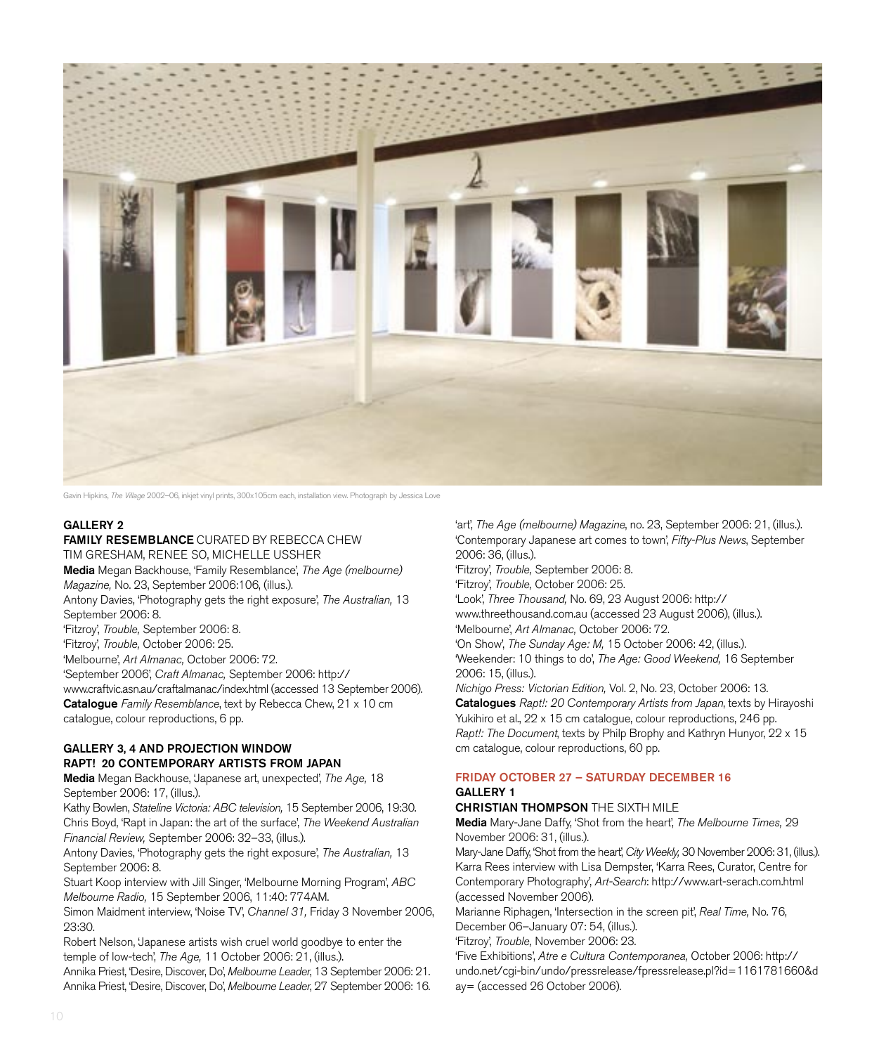Gavin Hipkins, *The Village* 2002–06, inkjet vinyl prints, 300x105cm each, installation view. Photograph by Jessica Love

### GALLERY 2

**FAMILY RESEMBLANCE** CURATED BY REBECCA CHEW
TIM GRESHAM, RENEE SO, MICHELLE USSHER

**Media** Megan Backhouse, 'Family Resemblance', *The Age (melbourne) Magazine,* No. 23, September 2006:106, (illus.).
Antony Davies, 'Photography gets the right exposure', *The Australian,* 13 September 2006: 8.
'Fitzroy', *Trouble,* September 2006: 8.
'Fitzroy', *Trouble,* October 2006: 25.
'Melbourne', *Art Almanac,* October 2006: 72.
'September 2006', *Craft Almanac,* September 2006: http://www.craftvic.asn.au/craftalmanac/index.html (accessed 13 September 2006).
**Catalogue** *Family Resemblance*, text by Rebecca Chew, 21 x 10 cm catalogue, colour reproductions, 6 pp.

### GALLERY 3, 4 AND PROJECTION WINDOW

**RAPT! 20 CONTEMPORARY ARTISTS FROM JAPAN**

**Media** Megan Backhouse, 'Japanese art, unexpected', *The Age,* 18 September 2006: 17, (illus.).
Kathy Bowlen, *Stateline Victoria: ABC television,* 15 September 2006, 19:30.
Chris Boyd, 'Rapt in Japan: the art of the surface', *The Weekend Australian Financial Review,* September 2006: 32–33, (illus.).
Antony Davies, 'Photography gets the right exposure', *The Australian,* 13 September 2006: 8.
Stuart Koop interview with Jill Singer, 'Melbourne Morning Program', *ABC Melbourne Radio,* 15 September 2006, 11:40: 774AM.
Simon Maidment interview, 'Noise TV', *Channel 31,* Friday 3 November 2006, 23:30.
Robert Nelson, 'Japanese artists wish cruel world goodbye to enter the temple of low-tech', *The Age,* 11 October 2006: 21, (illus.).
Annika Priest, 'Desire, Discover, Do', *Melbourne Leader*, 13 September 2006: 21.
Annika Priest, 'Desire, Discover, Do', *Melbourne Leader*, 27 September 2006: 16.
'art', *The Age (melbourne) Magazine*, no. 23, September 2006: 21, (illus.).
'Contemporary Japanese art comes to town', *Fifty-Plus News*, September 2006: 36, (illus.).
'Fitzroy', *Trouble,* September 2006: 8.
'Fitzroy', *Trouble,* October 2006: 25.
'Look', *Three Thousand,* No. 69, 23 August 2006: http://www.threethousand.com.au (accessed 23 August 2006), (illus.).
'Melbourne', *Art Almanac,* October 2006: 72.
'On Show', *The Sunday Age: M,* 15 October 2006: 42, (illus.).
'Weekender: 10 things to do', *The Age: Good Weekend,* 16 September 2006: 15, (illus.).
*Nichigo Press: Victorian Edition,* Vol. 2, No. 23, October 2006: 13.
**Catalogues** *Rapt!: 20 Contemporary Artists from Japan*, texts by Hirayoshi Yukihiro et al., 22 x 15 cm catalogue, colour reproductions, 246 pp.
*Rapt!: The Document*, texts by Philp Brophy and Kathryn Hunyor, 22 x 15 cm catalogue, colour reproductions, 60 pp.

## FRIDAY OCTOBER 27 – SATURDAY DECEMBER 16

### GALLERY 1

**CHRISTIAN THOMPSON** THE SIXTH MILE

**Media** Mary-Jane Daffy, 'Shot from the heart', *The Melbourne Times,* 29 November 2006: 31, (illus.).
Mary-Jane Daffy, 'Shot from the heart', *City Weekly,* 30 November 2006: 31, (illus.).
Karra Rees interview with Lisa Dempster, 'Karra Rees, Curator, Centre for Contemporary Photography', *Art-Search*: http://www.art-serach.com.html (accessed November 2006).
Marianne Riphagen, 'Intersection in the screen pit', *Real Time,* No. 76, December 06–January 07: 54, (illus.).
'Fitzroy', *Trouble,* November 2006: 23.
'Five Exhibitions', *Atre e Cultura Contemporanea,* October 2006: http://undo.net/cgi-bin/undo/pressrelease/fpressrelease.pl?id=1161781660&day= (accessed 26 October 2006).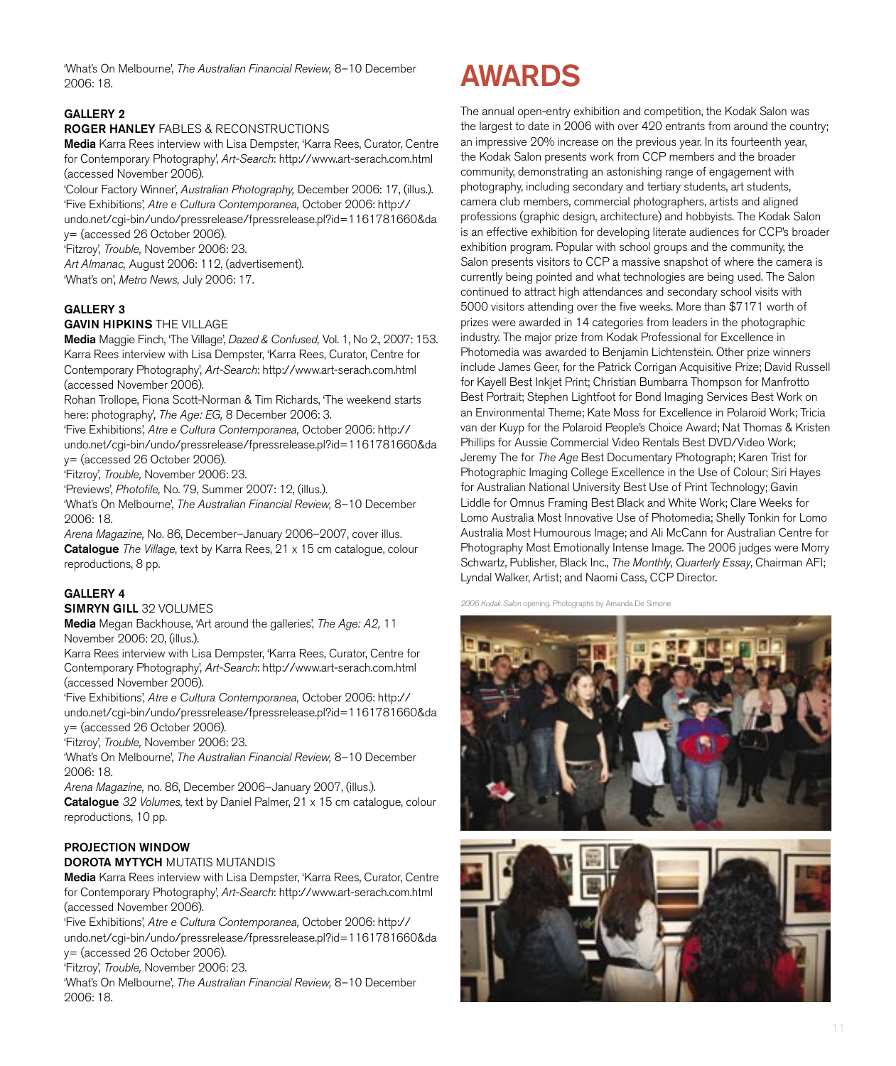'What's On Melbourne', *The Australian Financial Review,* 8–10 December 2006: 18.

### GALLERY 2

**ROGER HANLEY** FABLES & RECONSTRUCTIONS

**Media** Karra Rees interview with Lisa Dempster, 'Karra Rees, Curator, Centre for Contemporary Photography', *Art-Search*: http://www.art-serach.com.html (accessed November 2006).

'Colour Factory Winner', *Australian Photography,* December 2006: 17, (illus.).

'Five Exhibitions', *Atre e Cultura Contemporanea,* October 2006: http://undo.net/cgi-bin/undo/pressrelease/fpressrelease.pl?id=1161781660&day= (accessed 26 October 2006).

'Fitzroy', *Trouble,* November 2006: 23.

*Art Almanac,* August 2006: 112, (advertisement).

'What's on', *Metro News,* July 2006: 17.

### GALLERY 3

**GAVIN HIPKINS** THE VILLAGE

**Media** Maggie Finch, 'The Village', *Dazed & Confused,* Vol. 1, No 2., 2007: 153.

Karra Rees interview with Lisa Dempster, 'Karra Rees, Curator, Centre for Contemporary Photography', *Art-Search*: http://www.art-serach.com.html (accessed November 2006).

Rohan Trollope, Fiona Scott-Norman & Tim Richards, 'The weekend starts here: photography', *The Age: EG,* 8 December 2006: 3.

'Five Exhibitions', *Atre e Cultura Contemporanea,* October 2006: http://undo.net/cgi-bin/undo/pressrelease/fpressrelease.pl?id=1161781660&day= (accessed 26 October 2006).

'Fitzroy', *Trouble,* November 2006: 23.

'Previews', *Photofile,* No. 79, Summer 2007: 12, (illus.).

'What's On Melbourne', *The Australian Financial Review,* 8–10 December 2006: 18.

*Arena Magazine,* No. 86, December–January 2006–2007, cover illus.

**Catalogue** *The Village*, text by Karra Rees, 21 x 15 cm catalogue, colour reproductions, 8 pp.

### GALLERY 4

**SIMRYN GILL** 32 VOLUMES

**Media** Megan Backhouse, 'Art around the galleries', *The Age: A2,* 11 November 2006: 20, (illus.).

Karra Rees interview with Lisa Dempster, 'Karra Rees, Curator, Centre for Contemporary Photography', *Art-Search*: http://www.art-serach.com.html (accessed November 2006).

'Five Exhibitions', *Atre e Cultura Contemporanea,* October 2006: http://undo.net/cgi-bin/undo/pressrelease/fpressrelease.pl?id=1161781660&day= (accessed 26 October 2006).

'Fitzroy', *Trouble,* November 2006: 23.

'What's On Melbourne', *The Australian Financial Review,* 8–10 December 2006: 18.

*Arena Magazine,* no. 86, December 2006–January 2007, (illus.).

**Catalogue** *32 Volumes*, text by Daniel Palmer, 21 x 15 cm catalogue, colour reproductions, 10 pp.

### PROJECTION WINDOW

**DOROTA MYTYCH** MUTATIS MUTANDIS

**Media** Karra Rees interview with Lisa Dempster, 'Karra Rees, Curator, Centre for Contemporary Photography', *Art-Search*: http://www.art-serach.com.html (accessed November 2006).

'Five Exhibitions', *Atre e Cultura Contemporanea,* October 2006: http://undo.net/cgi-bin/undo/pressrelease/fpressrelease.pl?id=1161781660&day= (accessed 26 October 2006).

'Fitzroy', *Trouble,* November 2006: 23.

'What's On Melbourne', *The Australian Financial Review,* 8–10 December 2006: 18.

# AWARDS

The annual open-entry exhibition and competition, the Kodak Salon was the largest to date in 2006 with over 420 entrants from around the country; an impressive 20% increase on the previous year. In its fourteenth year, the Kodak Salon presents work from CCP members and the broader community, demonstrating an astonishing range of engagement with photography, including secondary and tertiary students, art students, camera club members, commercial photographers, artists and aligned professions (graphic design, architecture) and hobbyists. The Kodak Salon is an effective exhibition for developing literate audiences for CCP's broader exhibition program. Popular with school groups and the community, the Salon presents visitors to CCP a massive snapshot of where the camera is currently being pointed and what technologies are being used. The Salon continued to attract high attendances and secondary school visits with 5000 visitors attending over the five weeks. More than $7171 worth of prizes were awarded in 14 categories from leaders in the photographic industry. The major prize from Kodak Professional for Excellence in Photomedia was awarded to Benjamin Lichtenstein. Other prize winners include James Geer, for the Patrick Corrigan Acquisitive Prize; David Russell for Kayell Best Inkjet Print; Christian Bumbarra Thompson for Manfrotto Best Portrait; Stephen Lightfoot for Bond Imaging Services Best Work on an Environmental Theme; Kate Moss for Excellence in Polaroid Work; Tricia van der Kuyp for the Polaroid People's Choice Award; Nat Thomas & Kristen Phillips for Aussie Commercial Video Rentals Best DVD/Video Work; Jeremy The for *The Age* Best Documentary Photograph; Karen Trist for Photographic Imaging College Excellence in the Use of Colour; Siri Hayes for Australian National University Best Use of Print Technology; Gavin Liddle for Omnus Framing Best Black and White Work; Clare Weeks for Lomo Australia Most Innovative Use of Photomedia; Shelly Tonkin for Lomo Australia Most Humourous Image; and Ali McCann for Australian Centre for Photography Most Emotionally Intense Image. The 2006 judges were Morry Schwartz, Publisher, Black Inc., *The Monthly*, *Quarterly Essay*, Chairman AFI; Lyndal Walker, Artist; and Naomi Cass, CCP Director.

*2006 Kodak Salon* opening. Photographs by Amanda De Simone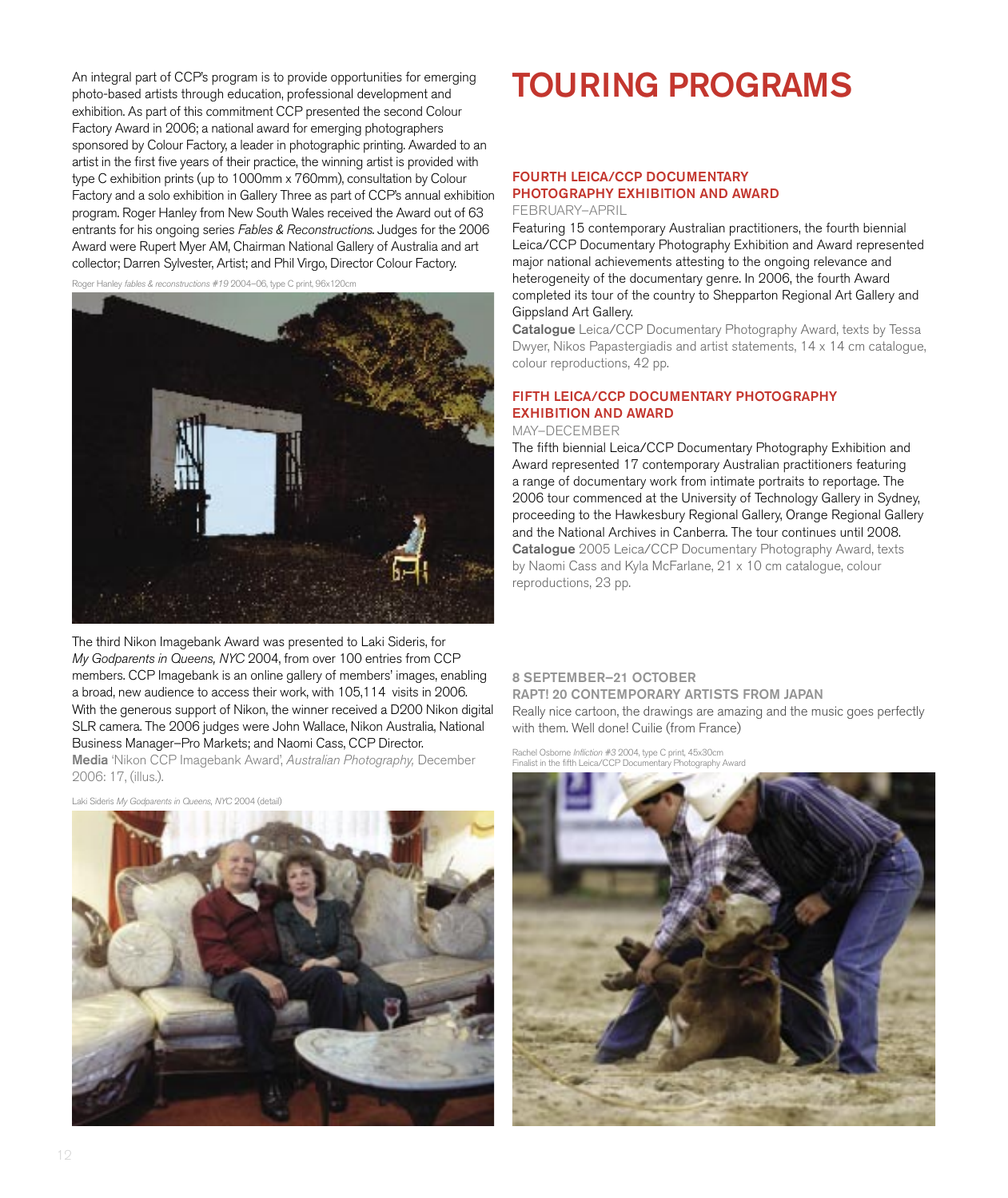An integral part of CCP's program is to provide opportunities for emerging photo-based artists through education, professional development and exhibition. As part of this commitment CCP presented the second Colour Factory Award in 2006; a national award for emerging photographers sponsored by Colour Factory, a leader in photographic printing. Awarded to an artist in the first five years of their practice, the winning artist is provided with type C exhibition prints (up to 1000mm x 760mm), consultation by Colour Factory and a solo exhibition in Gallery Three as part of CCP's annual exhibition program. Roger Hanley from New South Wales received the Award out of 63 entrants for his ongoing series *Fables & Reconstructions*. Judges for the 2006 Award were Rupert Myer AM, Chairman National Gallery of Australia and art collector; Darren Sylvester, Artist; and Phil Virgo, Director Colour Factory.

Roger Hanley *fables & reconstructions #19* 2004–06, type C print, 96x120cm

The third Nikon Imagebank Award was presented to Laki Sideris, for *My Godparents in Queens, NYC* 2004, from over 100 entries from CCP members. CCP Imagebank is an online gallery of members' images, enabling a broad, new audience to access their work, with 105,114 visits in 2006. With the generous support of Nikon, the winner received a D200 Nikon digital SLR camera. The 2006 judges were John Wallace, Nikon Australia, National Business Manager–Pro Markets; and Naomi Cass, CCP Director.
**Media** 'Nikon CCP Imagebank Award', *Australian Photography*, December 2006: 17, (illus.).

Laki Sideris *My Godparents in Queens, NYC* 2004 (detail)

# TOURING PROGRAMS

## FOURTH LEICA/CCP DOCUMENTARY PHOTOGRAPHY EXHIBITION AND AWARD

FEBRUARY–APRIL

Featuring 15 contemporary Australian practitioners, the fourth biennial Leica/CCP Documentary Photography Exhibition and Award represented major national achievements attesting to the ongoing relevance and heterogeneity of the documentary genre. In 2006, the fourth Award completed its tour of the country to Shepparton Regional Art Gallery and Gippsland Art Gallery.
**Catalogue** Leica/CCP Documentary Photography Award, texts by Tessa Dwyer, Nikos Papastergiadis and artist statements, 14 x 14 cm catalogue, colour reproductions, 42 pp.

## FIFTH LEICA/CCP DOCUMENTARY PHOTOGRAPHY EXHIBITION AND AWARD

MAY–DECEMBER

The fifth biennial Leica/CCP Documentary Photography Exhibition and Award represented 17 contemporary Australian practitioners featuring a range of documentary work from intimate portraits to reportage. The 2006 tour commenced at the University of Technology Gallery in Sydney, proceeding to the Hawkesbury Regional Gallery, Orange Regional Gallery and the National Archives in Canberra. The tour continues until 2008.
**Catalogue** 2005 Leica/CCP Documentary Photography Award, texts by Naomi Cass and Kyla McFarlane, 21 x 10 cm catalogue, colour reproductions, 23 pp.

**8 SEPTEMBER–21 OCTOBER**
**RAPT! 20 CONTEMPORARY ARTISTS FROM JAPAN**
Really nice cartoon, the drawings are amazing and the music goes perfectly with them. Well done! Cuilie (from France)

Rachel Osborne *Infliction #3* 2004, type C print, 45x30cm
Finalist in the fifth Leica/CCP Documentary Photography Award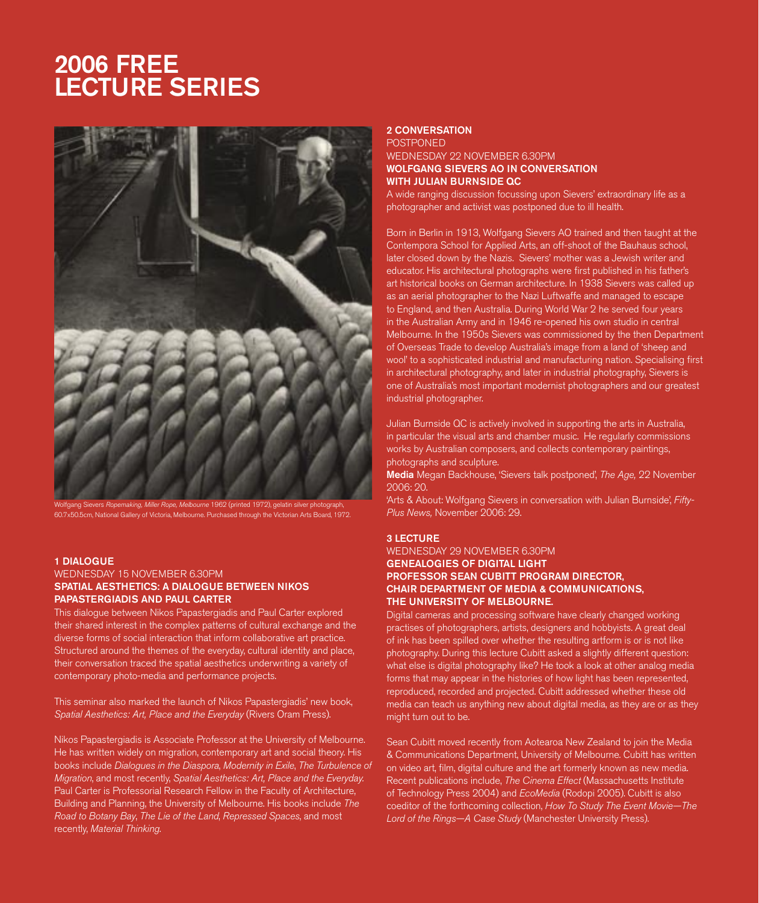# 2006 FREE LECTURE SERIES

Wolfgang Sievers *Ropemaking, Miller Rope, Melbourne* 1962 (printed 1972), gelatin silver photograph, 60.7x50.5cm, National Gallery of Victoria, Melbourne. Purchased through the Victorian Arts Board, 1972.

## 1 DIALOGUE

WEDNESDAY 15 NOVEMBER 6.30PM

### SPATIAL AESTHETICS: A DIALOGUE BETWEEN NIKOS PAPASTERGIADIS AND PAUL CARTER

This dialogue between Nikos Papastergiadis and Paul Carter explored their shared interest in the complex patterns of cultural exchange and the diverse forms of social interaction that inform collaborative art practice. Structured around the themes of the everyday, cultural identity and place, their conversation traced the spatial aesthetics underwriting a variety of contemporary photo-media and performance projects.

This seminar also marked the launch of Nikos Papastergiadis' new book, *Spatial Aesthetics: Art, Place and the Everyday* (Rivers Oram Press).

Nikos Papastergiadis is Associate Professor at the University of Melbourne. He has written widely on migration, contemporary art and social theory. His books include *Dialogues in the Diaspora*, *Modernity in Exile*, *The Turbulence of Migration*, and most recently, *Spatial Aesthetics: Art, Place and the Everyday.* Paul Carter is Professorial Research Fellow in the Faculty of Architecture, Building and Planning, the University of Melbourne. His books include *The Road to Botany Bay*, *The Lie of the Land*, *Repressed Spaces*, and most recently, *Material Thinking*.

## 2 CONVERSATION

POSTPONED

WEDNESDAY 22 NOVEMBER 6.30PM

### WOLFGANG SIEVERS AO IN CONVERSATION WITH JULIAN BURNSIDE QC

A wide ranging discussion focussing upon Sievers' extraordinary life as a photographer and activist was postponed due to ill health.

Born in Berlin in 1913, Wolfgang Sievers AO trained and then taught at the Contempora School for Applied Arts, an off-shoot of the Bauhaus school, later closed down by the Nazis. Sievers' mother was a Jewish writer and educator. His architectural photographs were first published in his father's art historical books on German architecture. In 1938 Sievers was called up as an aerial photographer to the Nazi Luftwaffe and managed to escape to England, and then Australia. During World War 2 he served four years in the Australian Army and in 1946 re-opened his own studio in central Melbourne. In the 1950s Sievers was commissioned by the then Department of Overseas Trade to develop Australia's image from a land of 'sheep and wool' to a sophisticated industrial and manufacturing nation. Specialising first in architectural photography, and later in industrial photography, Sievers is one of Australia's most important modernist photographers and our greatest industrial photographer.

Julian Burnside QC is actively involved in supporting the arts in Australia, in particular the visual arts and chamber music. He regularly commissions works by Australian composers, and collects contemporary paintings, photographs and sculpture.

**Media** Megan Backhouse, 'Sievers talk postponed', *The Age,* 22 November 2006: 20.

'Arts & About: Wolfgang Sievers in conversation with Julian Burnside', *Fifty-Plus News,* November 2006: 29.

## 3 LECTURE

WEDNESDAY 29 NOVEMBER 6.30PM

### GENEALOGIES OF DIGITAL LIGHT PROFESSOR SEAN CUBITT PROGRAM DIRECTOR, CHAIR DEPARTMENT OF MEDIA & COMMUNICATIONS, THE UNIVERSITY OF MELBOURNE.

Digital cameras and processing software have clearly changed working practises of photographers, artists, designers and hobbyists. A great deal of ink has been spilled over whether the resulting artform is or is not like photography. During this lecture Cubitt asked a slightly different question: what else is digital photography like? He took a look at other analog media forms that may appear in the histories of how light has been represented, reproduced, recorded and projected. Cubitt addressed whether these old media can teach us anything new about digital media, as they are or as they might turn out to be.

Sean Cubitt moved recently from Aotearoa New Zealand to join the Media & Communications Department, University of Melbourne. Cubitt has written on video art, film, digital culture and the art formerly known as new media. Recent publications include, *The Cinema Effect* (Massachusetts Institute of Technology Press 2004) and *EcoMedia* (Rodopi 2005). Cubitt is also coeditor of the forthcoming collection, *How To Study The Event Movie—The Lord of the Rings—A Case Study* (Manchester University Press).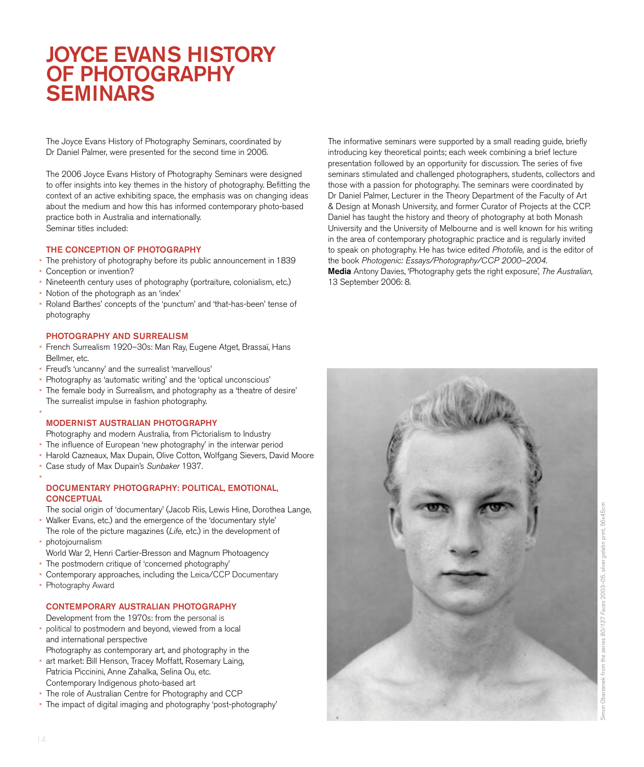# JOYCE EVANS HISTORY OF PHOTOGRAPHY SEMINARS

The Joyce Evans History of Photography Seminars, coordinated by Dr Daniel Palmer, were presented for the second time in 2006.

The 2006 Joyce Evans History of Photography Seminars were designed to offer insights into key themes in the history of photography. Befitting the context of an active exhibiting space, the emphasis was on changing ideas about the medium and how this has informed contemporary photo-based practice both in Australia and internationally.
Seminar titles included:

### THE CONCEPTION OF PHOTOGRAPHY

- The prehistory of photography before its public announcement in 1839
- Conception or invention?
- Nineteenth century uses of photography (portraiture, colonialism, etc.)
- Notion of the photograph as an 'index'
- Roland Barthes' concepts of the 'punctum' and 'that-has-been' tense of photography

### PHOTOGRAPHY AND SURREALISM

- French Surrealism 1920–30s: Man Ray, Eugene Atget, Brassaï, Hans Bellmer, etc.
- Freud's 'uncanny' and the surrealist 'marvellous'
- Photography as 'automatic writing' and the 'optical unconscious'
- The female body in Surrealism, and photography as a 'theatre of desire'
- The surrealist impulse in fashion photography.

### MODERNIST AUSTRALIAN PHOTOGRAPHY

- Photography and modern Australia, from Pictorialism to Industry
- The influence of European 'new photography' in the interwar period
- Harold Cazneaux, Max Dupain, Olive Cotton, Wolfgang Sievers, David Moore
- Case study of Max Dupain's *Sunbaker* 1937.

### DOCUMENTARY PHOTOGRAPHY: POLITICAL, EMOTIONAL, CONCEPTUAL

- The social origin of 'documentary' (Jacob Riis, Lewis Hine, Dorothea Lange, Walker Evans, etc.) and the emergence of the 'documentary style'
- The role of the picture magazines (*Life,* etc.) in the development of photojournalism
- World War 2, Henri Cartier-Bresson and Magnum Photoagency
- The postmodern critique of 'concerned photography'
- Contemporary approaches, including the Leica/CCP Documentary Photography Award

### CONTEMPORARY AUSTRALIAN PHOTOGRAPHY

- Development from the 1970s: from the personal is political to postmodern and beyond, viewed from a local and international perspective
- Photography as contemporary art, and photography in the art market: Bill Henson, Tracey Moffatt, Rosemary Laing, Patricia Piccinini, Anne Zahalka, Selina Ou, etc.
- Contemporary Indigenous photo-based art
- The role of Australian Centre for Photography and CCP
- The impact of digital imaging and photography 'post-photography'

The informative seminars were supported by a small reading guide, briefly introducing key theoretical points; each week combining a brief lecture presentation followed by an opportunity for discussion. The series of five seminars stimulated and challenged photographers, students, collectors and those with a passion for photography. The seminars were coordinated by Dr Daniel Palmer, Lecturer in the Theory Department of the Faculty of Art & Design at Monash University, and former Curator of Projects at the CCP. Daniel has taught the history and theory of photography at both Monash University and the University of Melbourne and is well known for his writing in the area of contemporary photographic practice and is regularly invited to speak on photography. He has twice edited *Photofile,* and is the editor of the book *Photogenic: Essays/Photography/CCP 2000–2004.*
**Media** Antony Davies, 'Photography gets the right exposure', *The Australian,* 13 September 2006: 8.

Simon Obarzanek from the series *80/137 Faces* 2003–05, silver gelatin print, 56x45cm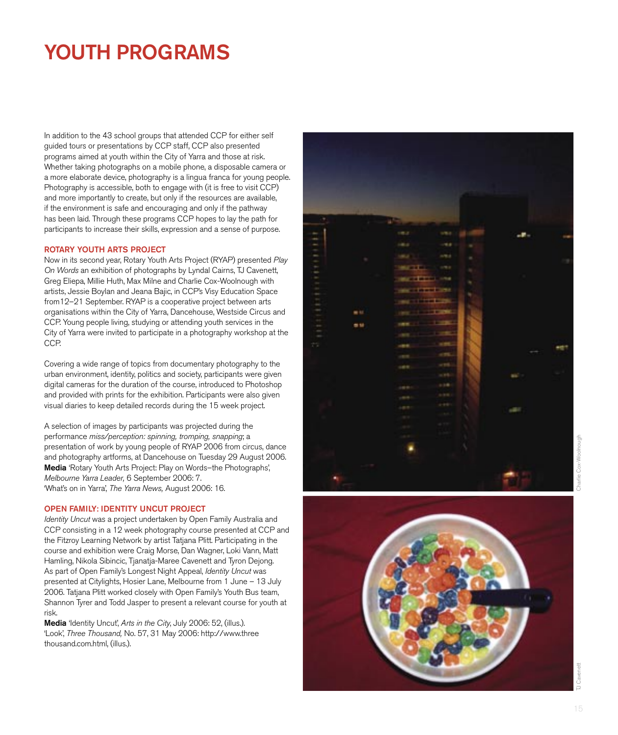# YOUTH PROGRAMS

In addition to the 43 school groups that attended CCP for either self guided tours or presentations by CCP staff, CCP also presented programs aimed at youth within the City of Yarra and those at risk. Whether taking photographs on a mobile phone, a disposable camera or a more elaborate device, photography is a lingua franca for young people. Photography is accessible, both to engage with (it is free to visit CCP) and more importantly to create, but only if the resources are available, if the environment is safe and encouraging and only if the pathway has been laid. Through these programs CCP hopes to lay the path for participants to increase their skills, expression and a sense of purpose.

### ROTARY YOUTH ARTS PROJECT

Now in its second year, Rotary Youth Arts Project (RYAP) presented *Play On Words* an exhibition of photographs by Lyndal Cairns, TJ Cavenett, Greg Eliepa, Millie Huth, Max Milne and Charlie Cox-Woolnough with artists, Jessie Boylan and Jeana Bajic, in CCP's Visy Education Space from12–21 September. RYAP is a cooperative project between arts organisations within the City of Yarra, Dancehouse, Westside Circus and CCP. Young people living, studying or attending youth services in the City of Yarra were invited to participate in a photography workshop at the CCP.

Covering a wide range of topics from documentary photography to the urban environment, identity, politics and society, participants were given digital cameras for the duration of the course, introduced to Photoshop and provided with prints for the exhibition. Participants were also given visual diaries to keep detailed records during the 15 week project.

A selection of images by participants was projected during the performance *miss/perception: spinning, tromping, snapping*; a presentation of work by young people of RYAP 2006 from circus, dance and photography artforms, at Dancehouse on Tuesday 29 August 2006.
**Media** 'Rotary Youth Arts Project: Play on Words–the Photographs', *Melbourne Yarra Leader,* 6 September 2006: 7.
'What's on in Yarra', *The Yarra News,* August 2006: 16.

### OPEN FAMILY: IDENTITY UNCUT PROJECT

*Identity Uncut* was a project undertaken by Open Family Australia and CCP consisting in a 12 week photography course presented at CCP and the Fitzroy Learning Network by artist Tatjana Plitt. Participating in the course and exhibition were Craig Morse, Dan Wagner, Loki Vann, Matt Hamling, Nikola Sibincic, Tjanatja-Maree Cavenett and Tyron Dejong. As part of Open Family's Longest Night Appeal, *Identity Uncut* was presented at Citylights, Hosier Lane, Melbourne from 1 June – 13 July 2006. Tatjana Plitt worked closely with Open Family's Youth Bus team, Shannon Tyrer and Todd Jasper to present a relevant course for youth at risk.
**Media** 'Identity Uncut', *Arts in the City*, July 2006: 52, (illus.).
'Look', *Three Thousand,* No. 57, 31 May 2006: http://www.three thousand.com.html, (illus.).

Charlie Cox-Woolnough

TJ Cavenett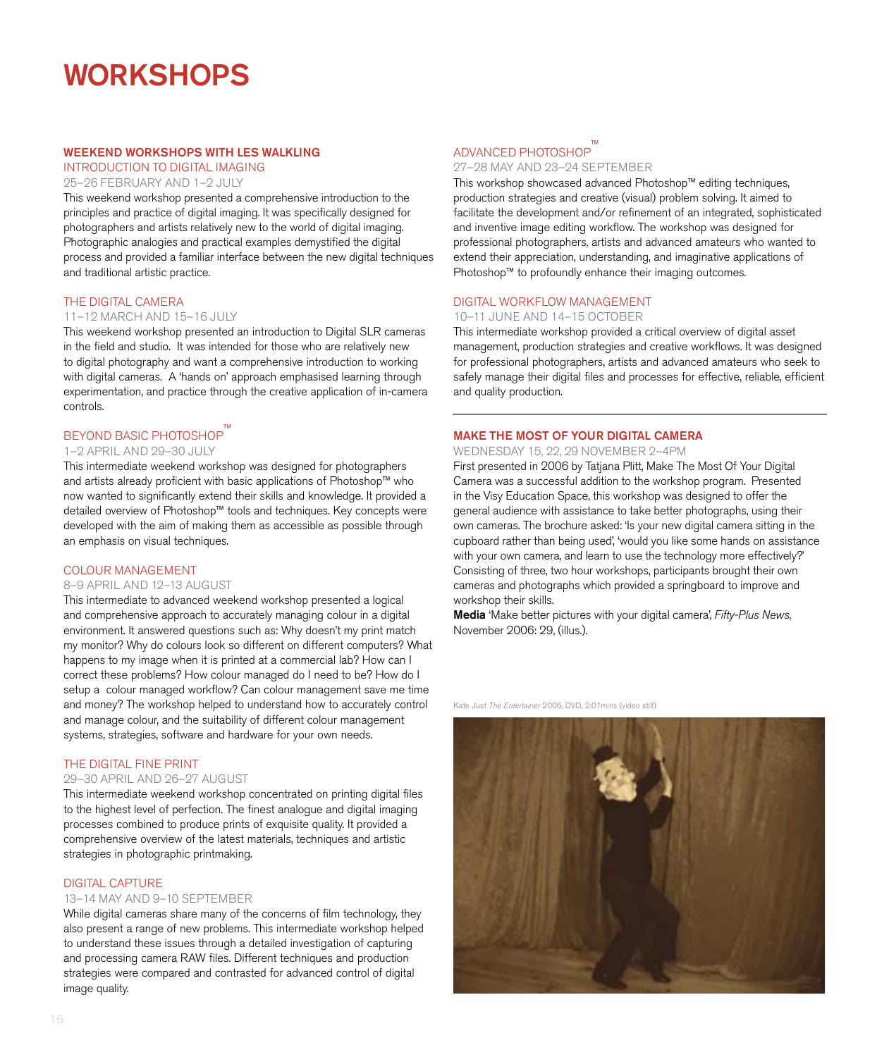# WORKSHOPS

## WEEKEND WORKSHOPS WITH LES WALKLING

### INTRODUCTION TO DIGITAL IMAGING

25–26 FEBRUARY AND 1–2 JULY

This weekend workshop presented a comprehensive introduction to the principles and practice of digital imaging. It was specifically designed for photographers and artists relatively new to the world of digital imaging. Photographic analogies and practical examples demystified the digital process and provided a familiar interface between the new digital techniques and traditional artistic practice.

### THE DIGITAL CAMERA

11–12 MARCH AND 15–16 JULY

This weekend workshop presented an introduction to Digital SLR cameras in the field and studio. It was intended for those who are relatively new to digital photography and want a comprehensive introduction to working with digital cameras. A 'hands on' approach emphasised learning through experimentation, and practice through the creative application of in-camera controls.

### BEYOND BASIC PHOTOSHOP™

1–2 APRIL AND 29–30 JULY

This intermediate weekend workshop was designed for photographers and artists already proficient with basic applications of Photoshop™ who now wanted to significantly extend their skills and knowledge. It provided a detailed overview of Photoshop™ tools and techniques. Key concepts were developed with the aim of making them as accessible as possible through an emphasis on visual techniques.

### COLOUR MANAGEMENT

8–9 APRIL AND 12–13 AUGUST

This intermediate to advanced weekend workshop presented a logical and comprehensive approach to accurately managing colour in a digital environment. It answered questions such as: Why doesn't my print match my monitor? Why do colours look so different on different computers? What happens to my image when it is printed at a commercial lab? How can I correct these problems? How colour managed do I need to be? How do I setup a colour managed workflow? Can colour management save me time and money? The workshop helped to understand how to accurately control and manage colour, and the suitability of different colour management systems, strategies, software and hardware for your own needs.

### THE DIGITAL FINE PRINT

29–30 APRIL AND 26–27 AUGUST

This intermediate weekend workshop concentrated on printing digital files to the highest level of perfection. The finest analogue and digital imaging processes combined to produce prints of exquisite quality. It provided a comprehensive overview of the latest materials, techniques and artistic strategies in photographic printmaking.

### DIGITAL CAPTURE

13–14 MAY AND 9–10 SEPTEMBER

While digital cameras share many of the concerns of film technology, they also present a range of new problems. This intermediate workshop helped to understand these issues through a detailed investigation of capturing and processing camera RAW files. Different techniques and production strategies were compared and contrasted for advanced control of digital image quality.

### ADVANCED PHOTOSHOP™

27–28 MAY AND 23–24 SEPTEMBER

This workshop showcased advanced Photoshop™ editing techniques, production strategies and creative (visual) problem solving. It aimed to facilitate the development and/or refinement of an integrated, sophisticated and inventive image editing workflow. The workshop was designed for professional photographers, artists and advanced amateurs who wanted to extend their appreciation, understanding, and imaginative applications of Photoshop™ to profoundly enhance their imaging outcomes.

### DIGITAL WORKFLOW MANAGEMENT

10–11 JUNE AND 14–15 OCTOBER

This intermediate workshop provided a critical overview of digital asset management, production strategies and creative workflows. It was designed for professional photographers, artists and advanced amateurs who seek to safely manage their digital files and processes for effective, reliable, efficient and quality production.

## MAKE THE MOST OF YOUR DIGITAL CAMERA

WEDNESDAY 15, 22, 29 NOVEMBER 2–4PM

First presented in 2006 by Tatjana Plitt, Make The Most Of Your Digital Camera was a successful addition to the workshop program. Presented in the Visy Education Space, this workshop was designed to offer the general audience with assistance to take better photographs, using their own cameras. The brochure asked: 'Is your new digital camera sitting in the cupboard rather than being used', 'would you like some hands on assistance with your own camera, and learn to use the technology more effectively?' Consisting of three, two hour workshops, participants brought their own cameras and photographs which provided a springboard to improve and workshop their skills.

**Media** 'Make better pictures with your digital camera', *Fifty-Plus News*, November 2006: 29, (illus.).

Kate Just *The Entertainer* 2006, DVD, 2:01mins (video still)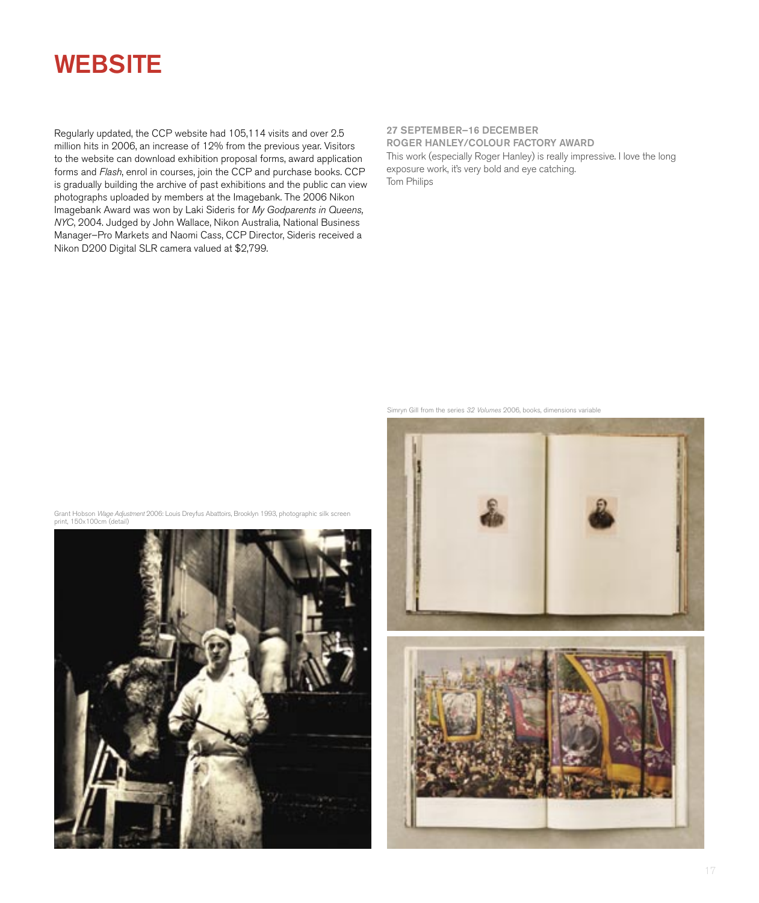# WEBSITE

Regularly updated, the CCP website had 105,114 visits and over 2.5 million hits in 2006, an increase of 12% from the previous year. Visitors to the website can download exhibition proposal forms, award application forms and *Flash*, enrol in courses, join the CCP and purchase books. CCP is gradually building the archive of past exhibitions and the public can view photographs uploaded by members at the Imagebank. The 2006 Nikon Imagebank Award was won by Laki Sideris for *My Godparents in Queens, NYC*, 2004. Judged by John Wallace, Nikon Australia, National Business Manager–Pro Markets and Naomi Cass, CCP Director, Sideris received a Nikon D200 Digital SLR camera valued at $2,799.

**27 SEPTEMBER–16 DECEMBER**
**ROGER HANLEY/COLOUR FACTORY AWARD**

This work (especially Roger Hanley) is really impressive. I love the long exposure work, it's very bold and eye catching.
Tom Philips

Simryn Gill from the series *32 Volumes* 2006, books, dimensions variable

Grant Hobson *Wage Adjustment* 2006: Louis Dreyfus Abattoirs, Brooklyn 1993, photographic silk screen print, 150x100cm (detail)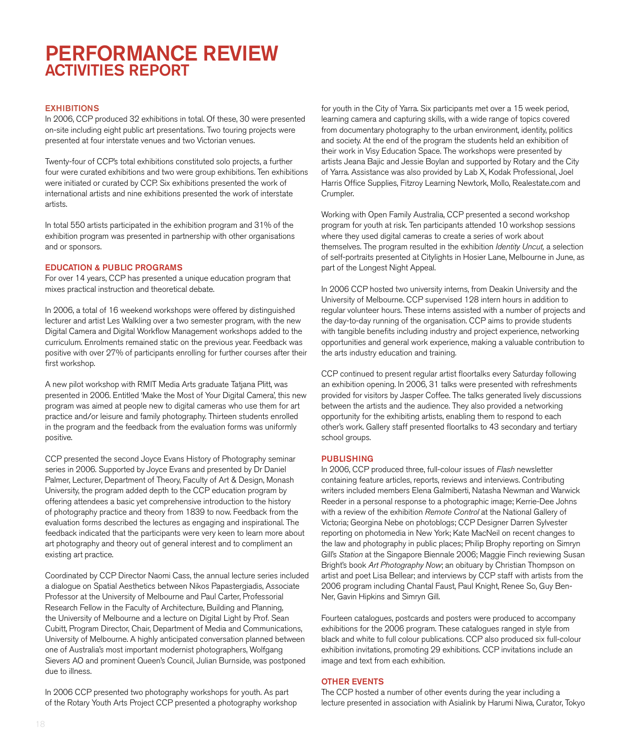# PERFORMANCE REVIEW
## ACTIVITIES REPORT

### EXHIBITIONS

In 2006, CCP produced 32 exhibitions in total. Of these, 30 were presented on-site including eight public art presentations. Two touring projects were presented at four interstate venues and two Victorian venues.

Twenty-four of CCP's total exhibitions constituted solo projects, a further four were curated exhibitions and two were group exhibitions. Ten exhibitions were initiated or curated by CCP. Six exhibitions presented the work of international artists and nine exhibitions presented the work of interstate artists.

In total 550 artists participated in the exhibition program and 31% of the exhibition program was presented in partnership with other organisations and or sponsors.

### EDUCATION & PUBLIC PROGRAMS

For over 14 years, CCP has presented a unique education program that mixes practical instruction and theoretical debate.

In 2006, a total of 16 weekend workshops were offered by distinguished lecturer and artist Les Walkling over a two semester program, with the new Digital Camera and Digital Workflow Management workshops added to the curriculum. Enrolments remained static on the previous year. Feedback was positive with over 27% of participants enrolling for further courses after their first workshop.

A new pilot workshop with RMIT Media Arts graduate Tatjana Plitt, was presented in 2006. Entitled 'Make the Most of Your Digital Camera', this new program was aimed at people new to digital cameras who use them for art practice and/or leisure and family photography. Thirteen students enrolled in the program and the feedback from the evaluation forms was uniformly positive.

CCP presented the second Joyce Evans History of Photography seminar series in 2006. Supported by Joyce Evans and presented by Dr Daniel Palmer, Lecturer, Department of Theory, Faculty of Art & Design, Monash University, the program added depth to the CCP education program by offering attendees a basic yet comprehensive introduction to the history of photography practice and theory from 1839 to now. Feedback from the evaluation forms described the lectures as engaging and inspirational. The feedback indicated that the participants were very keen to learn more about art photography and theory out of general interest and to compliment an existing art practice.

Coordinated by CCP Director Naomi Cass, the annual lecture series included a dialogue on Spatial Aesthetics between Nikos Papastergiadis, Associate Professor at the University of Melbourne and Paul Carter, Professorial Research Fellow in the Faculty of Architecture, Building and Planning, the University of Melbourne and a lecture on Digital Light by Prof. Sean Cubitt, Program Director, Chair, Department of Media and Communications, University of Melbourne. A highly anticipated conversation planned between one of Australia's most important modernist photographers, Wolfgang Sievers AO and prominent Queen's Council, Julian Burnside, was postponed due to illness.

In 2006 CCP presented two photography workshops for youth. As part of the Rotary Youth Arts Project CCP presented a photography workshop for youth in the City of Yarra. Six participants met over a 15 week period, learning camera and capturing skills, with a wide range of topics covered from documentary photography to the urban environment, identity, politics and society. At the end of the program the students held an exhibition of their work in Visy Education Space. The workshops were presented by artists Jeana Bajic and Jessie Boylan and supported by Rotary and the City of Yarra. Assistance was also provided by Lab X, Kodak Professional, Joel Harris Office Supplies, Fitzroy Learning Newtork, Mollo, Realestate.com and Crumpler.

Working with Open Family Australia, CCP presented a second workshop program for youth at risk. Ten participants attended 10 workshop sessions where they used digital cameras to create a series of work about themselves. The program resulted in the exhibition *Identity Uncut,* a selection of self-portraits presented at Citylights in Hosier Lane, Melbourne in June, as part of the Longest Night Appeal.

In 2006 CCP hosted two university interns, from Deakin University and the University of Melbourne. CCP supervised 128 intern hours in addition to regular volunteer hours. These interns assisted with a number of projects and the day-to-day running of the organisation. CCP aims to provide students with tangible benefits including industry and project experience, networking opportunities and general work experience, making a valuable contribution to the arts industry education and training.

CCP continued to present regular artist floortalks every Saturday following an exhibition opening. In 2006, 31 talks were presented with refreshments provided for visitors by Jasper Coffee. The talks generated lively discussions between the artists and the audience. They also provided a networking opportunity for the exhibiting artists, enabling them to respond to each other's work. Gallery staff presented floortalks to 43 secondary and tertiary school groups.

### PUBLISHING

In 2006, CCP produced three, full-colour issues of *Flash* newsletter containing feature articles, reports, reviews and interviews. Contributing writers included members Elena Galmiberti, Natasha Newman and Warwick Reeder in a personal response to a photographic image; Kerrie-Dee Johns with a review of the exhibition *Remote Control* at the National Gallery of Victoria; Georgina Nebe on photoblogs; CCP Designer Darren Sylvester reporting on photomedia in New York; Kate MacNeil on recent changes to the law and photography in public places; Philip Brophy reporting on Simryn Gill's *Station* at the Singapore Biennale 2006; Maggie Finch reviewing Susan Bright's book *Art Photography Now*; an obituary by Christian Thompson on artist and poet Lisa Bellear; and interviews by CCP staff with artists from the 2006 program including Chantal Faust, Paul Knight, Renee So, Guy Ben-Ner, Gavin Hipkins and Simryn Gill.

Fourteen catalogues, postcards and posters were produced to accompany exhibitions for the 2006 program. These catalogues ranged in style from black and white to full colour publications. CCP also produced six full-colour exhibition invitations, promoting 29 exhibitions. CCP invitations include an image and text from each exhibition.

### OTHER EVENTS

The CCP hosted a number of other events during the year including a lecture presented in association with Asialink by Harumi Niwa, Curator, Tokyo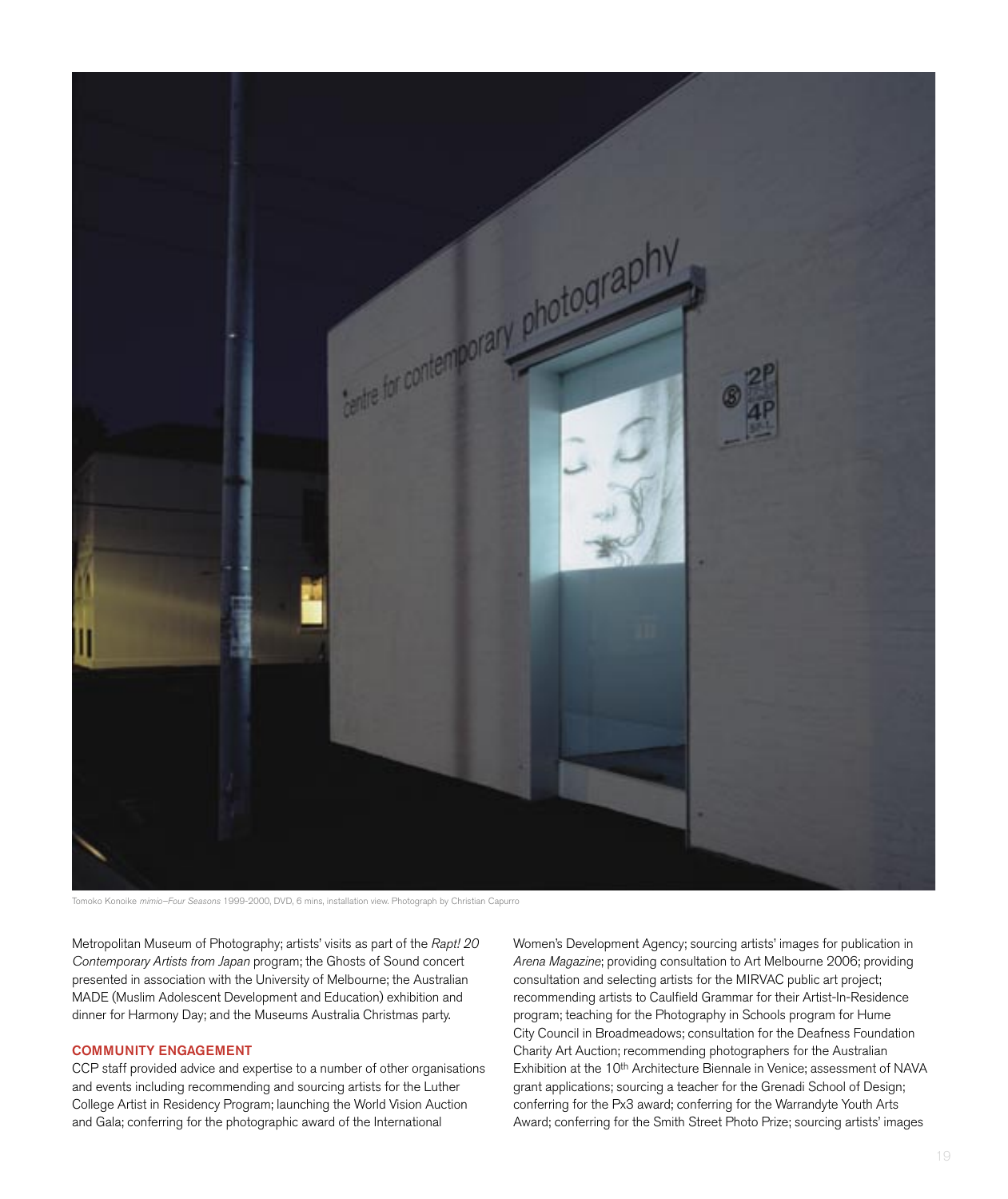Tomoko Konoike *mimio–Four Seasons* 1999-2000, DVD, 6 mins, installation view. Photograph by Christian Capurro

Metropolitan Museum of Photography; artists' visits as part of the *Rapt! 20 Contemporary Artists from Japan* program; the Ghosts of Sound concert presented in association with the University of Melbourne; the Australian MADE (Muslim Adolescent Development and Education) exhibition and dinner for Harmony Day; and the Museums Australia Christmas party.

## COMMUNITY ENGAGEMENT

CCP staff provided advice and expertise to a number of other organisations and events including recommending and sourcing artists for the Luther College Artist in Residency Program; launching the World Vision Auction and Gala; conferring for the photographic award of the International Women's Development Agency; sourcing artists' images for publication in *Arena Magazine*; providing consultation to Art Melbourne 2006; providing consultation and selecting artists for the MIRVAC public art project; recommending artists to Caulfield Grammar for their Artist-In-Residence program; teaching for the Photography in Schools program for Hume City Council in Broadmeadows; consultation for the Deafness Foundation Charity Art Auction; recommending photographers for the Australian Exhibition at the 10th Architecture Biennale in Venice; assessment of NAVA grant applications; sourcing a teacher for the Grenadi School of Design; conferring for the Px3 award; conferring for the Warrandyte Youth Arts Award; conferring for the Smith Street Photo Prize; sourcing artists' images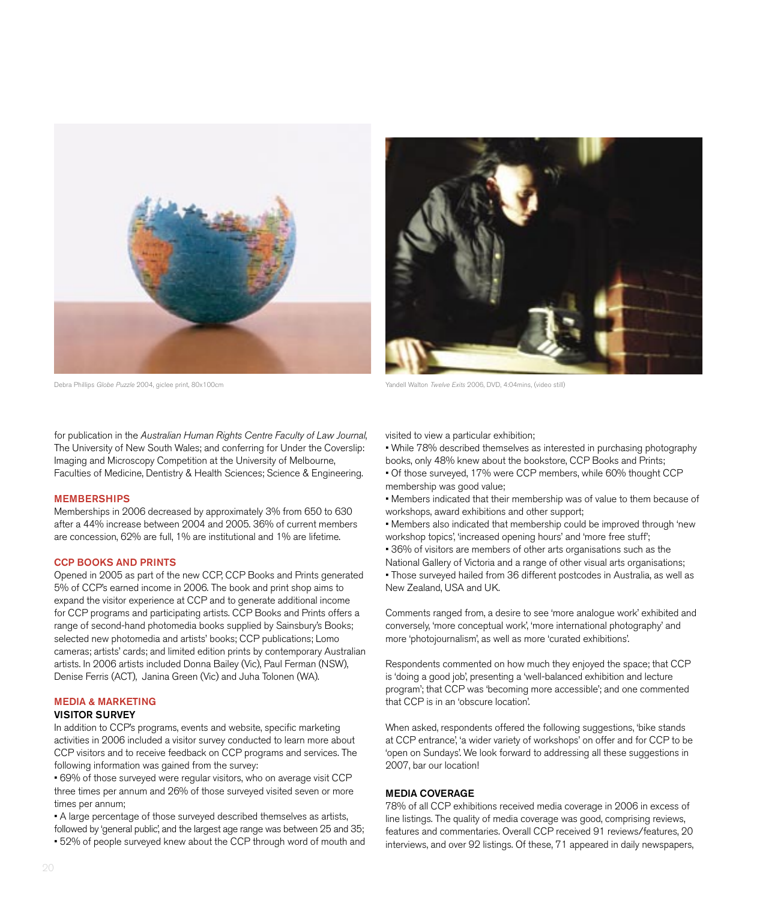Debra Phillips *Globe Puzzle* 2004, giclee print, 80x100cm

Yandell Walton *Twelve Exits* 2006, DVD, 4:04mins, (video still)

for publication in the *Australian Human Rights Centre Faculty of Law Journal*, The University of New South Wales; and conferring for Under the Coverslip: Imaging and Microscopy Competition at the University of Melbourne, Faculties of Medicine, Dentistry & Health Sciences; Science & Engineering.

## MEMBERSHIPS

Memberships in 2006 decreased by approximately 3% from 650 to 630 after a 44% increase between 2004 and 2005. 36% of current members are concession, 62% are full, 1% are institutional and 1% are lifetime.

## CCP BOOKS AND PRINTS

Opened in 2005 as part of the new CCP, CCP Books and Prints generated 5% of CCP's earned income in 2006. The book and print shop aims to expand the visitor experience at CCP and to generate additional income for CCP programs and participating artists. CCP Books and Prints offers a range of second-hand photomedia books supplied by Sainsbury's Books; selected new photomedia and artists' books; CCP publications; Lomo cameras; artists' cards; and limited edition prints by contemporary Australian artists. In 2006 artists included Donna Bailey (Vic), Paul Ferman (NSW), Denise Ferris (ACT), Janina Green (Vic) and Juha Tolonen (WA).

## MEDIA & MARKETING

### VISITOR SURVEY

In addition to CCP's programs, events and website, specific marketing activities in 2006 included a visitor survey conducted to learn more about CCP visitors and to receive feedback on CCP programs and services. The following information was gained from the survey:

- 69% of those surveyed were regular visitors, who on average visit CCP three times per annum and 26% of those surveyed visited seven or more times per annum;
- A large percentage of those surveyed described themselves as artists, followed by 'general public', and the largest age range was between 25 and 35;
- 52% of people surveyed knew about the CCP through word of mouth and visited to view a particular exhibition;
- While 78% described themselves as interested in purchasing photography books, only 48% knew about the bookstore, CCP Books and Prints;
- Of those surveyed, 17% were CCP members, while 60% thought CCP membership was good value;
- Members indicated that their membership was of value to them because of workshops, award exhibitions and other support;
- Members also indicated that membership could be improved through 'new workshop topics', 'increased opening hours' and 'more free stuff';
- 36% of visitors are members of other arts organisations such as the National Gallery of Victoria and a range of other visual arts organisations;
- Those surveyed hailed from 36 different postcodes in Australia, as well as New Zealand, USA and UK.

Comments ranged from, a desire to see 'more analogue work' exhibited and conversely, 'more conceptual work', 'more international photography' and more 'photojournalism', as well as more 'curated exhibitions'.

Respondents commented on how much they enjoyed the space; that CCP is 'doing a good job', presenting a 'well-balanced exhibition and lecture program'; that CCP was 'becoming more accessible'; and one commented that CCP is in an 'obscure location'.

When asked, respondents offered the following suggestions, 'bike stands at CCP entrance', 'a wider variety of workshops' on offer and for CCP to be 'open on Sundays'. We look forward to addressing all these suggestions in 2007, bar our location!

### MEDIA COVERAGE

78% of all CCP exhibitions received media coverage in 2006 in excess of line listings. The quality of media coverage was good, comprising reviews, features and commentaries. Overall CCP received 91 reviews/features, 20 interviews, and over 92 listings. Of these, 71 appeared in daily newspapers,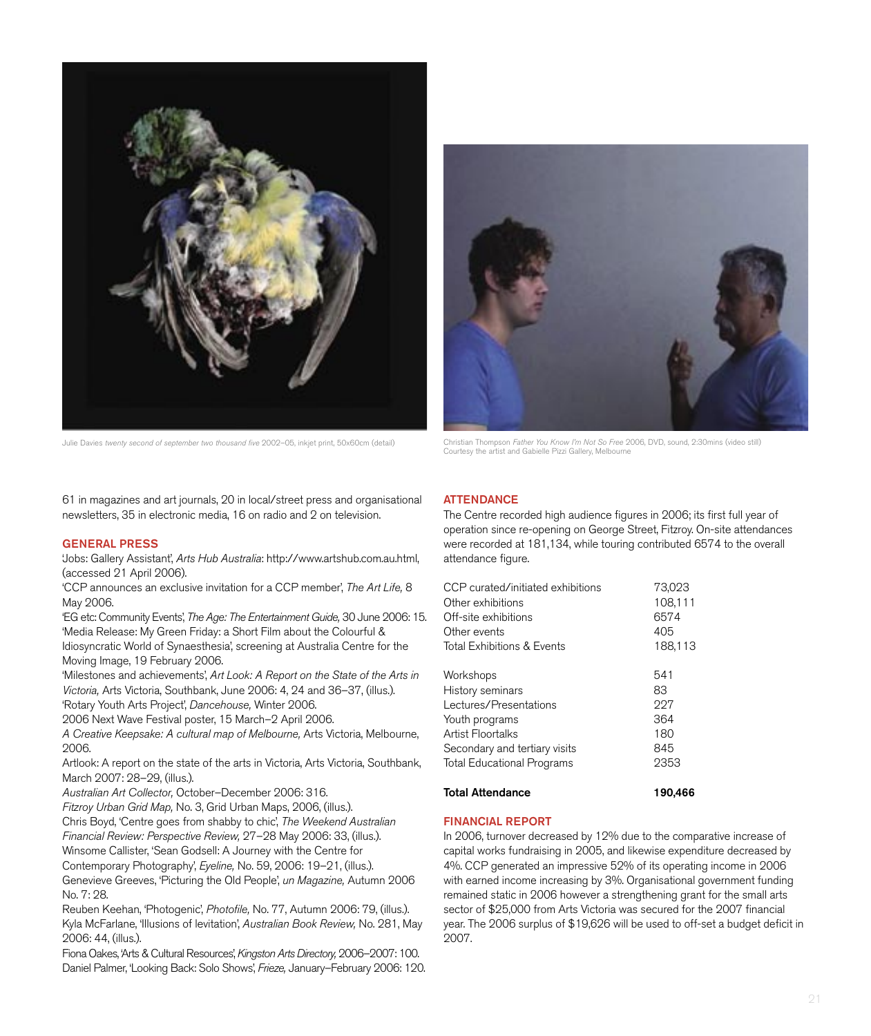Julie Davies *twenty second of september two thousand five* 2002–05, inkjet print, 50x60cm (detail)

Christian Thompson *Father You Know I'm Not So Free* 2006, DVD, sound, 2:30mins (video still)
Courtesy the artist and Gabielle Pizzi Gallery, Melbourne

61 in magazines and art journals, 20 in local/street press and organisational newsletters, 35 in electronic media, 16 on radio and 2 on television.

## GENERAL PRESS

'Jobs: Gallery Assistant', *Arts Hub Australia*: http://www.artshub.com.au.html, (accessed 21 April 2006).
'CCP announces an exclusive invitation for a CCP member', *The Art Life,* 8 May 2006.
'EG etc: Community Events', *The Age: The Entertainment Guide,* 30 June 2006: 15.
'Media Release: My Green Friday: a Short Film about the Colourful & Idiosyncratic World of Synaesthesia', screening at Australia Centre for the Moving Image, 19 February 2006.
'Milestones and achievements', *Art Look: A Report on the State of the Arts in Victoria,* Arts Victoria, Southbank, June 2006: 4, 24 and 36–37, (illus.).
'Rotary Youth Arts Project', *Dancehouse,* Winter 2006.
2006 Next Wave Festival poster, 15 March–2 April 2006.
*A Creative Keepsake: A cultural map of Melbourne,* Arts Victoria, Melbourne, 2006.
Artlook: A report on the state of the arts in Victoria, Arts Victoria, Southbank, March 2007: 28–29, (illus.).
*Australian Art Collector,* October–December 2006: 316.
*Fitzroy Urban Grid Map,* No. 3, Grid Urban Maps, 2006, (illus.).
Chris Boyd, 'Centre goes from shabby to chic', *The Weekend Australian Financial Review: Perspective Review,* 27–28 May 2006: 33, (illus.).
Winsome Callister, 'Sean Godsell: A Journey with the Centre for Contemporary Photography', *Eyeline,* No. 59, 2006: 19–21, (illus.).
Genevieve Greeves, 'Picturing the Old People', *un Magazine,* Autumn 2006 No. 7: 28.
Reuben Keehan, 'Photogenic', *Photofile,* No. 77, Autumn 2006: 79, (illus.).
Kyla McFarlane, 'Illusions of levitation', *Australian Book Review,* No. 281, May 2006: 44, (illus.).
Fiona Oakes, 'Arts & Cultural Resources', *Kingston Arts Directory,* 2006–2007: 100.
Daniel Palmer, 'Looking Back: Solo Shows', *Frieze,* January–February 2006: 120.

## ATTENDANCE

The Centre recorded high audience figures in 2006; its first full year of operation since re-opening on George Street, Fitzroy. On-site attendances were recorded at 181,134, while touring contributed 6574 to the overall attendance figure.

| | |
|---|---|
| CCP curated/initiated exhibitions | 73,023 |
| Other exhibitions | 108,111 |
| Off-site exhibitions | 6574 |
| Other events | 405 |
| Total Exhibitions & Events | 188,113 |
| | |
| Workshops | 541 |
| History seminars | 83 |
| Lectures/Presentations | 227 |
| Youth programs | 364 |
| Artist Floortalks | 180 |
| Secondary and tertiary visits | 845 |
| Total Educational Programs | 2353 |
| | |
| **Total Attendance** | **190,466** |

## FINANCIAL REPORT

In 2006, turnover decreased by 12% due to the comparative increase of capital works fundraising in 2005, and likewise expenditure decreased by 4%. CCP generated an impressive 52% of its operating income in 2006 with earned income increasing by 3%. Organisational government funding remained static in 2006 however a strengthening grant for the small arts sector of $25,000 from Arts Victoria was secured for the 2007 financial year. The 2006 surplus of $19,626 will be used to off-set a budget deficit in 2007.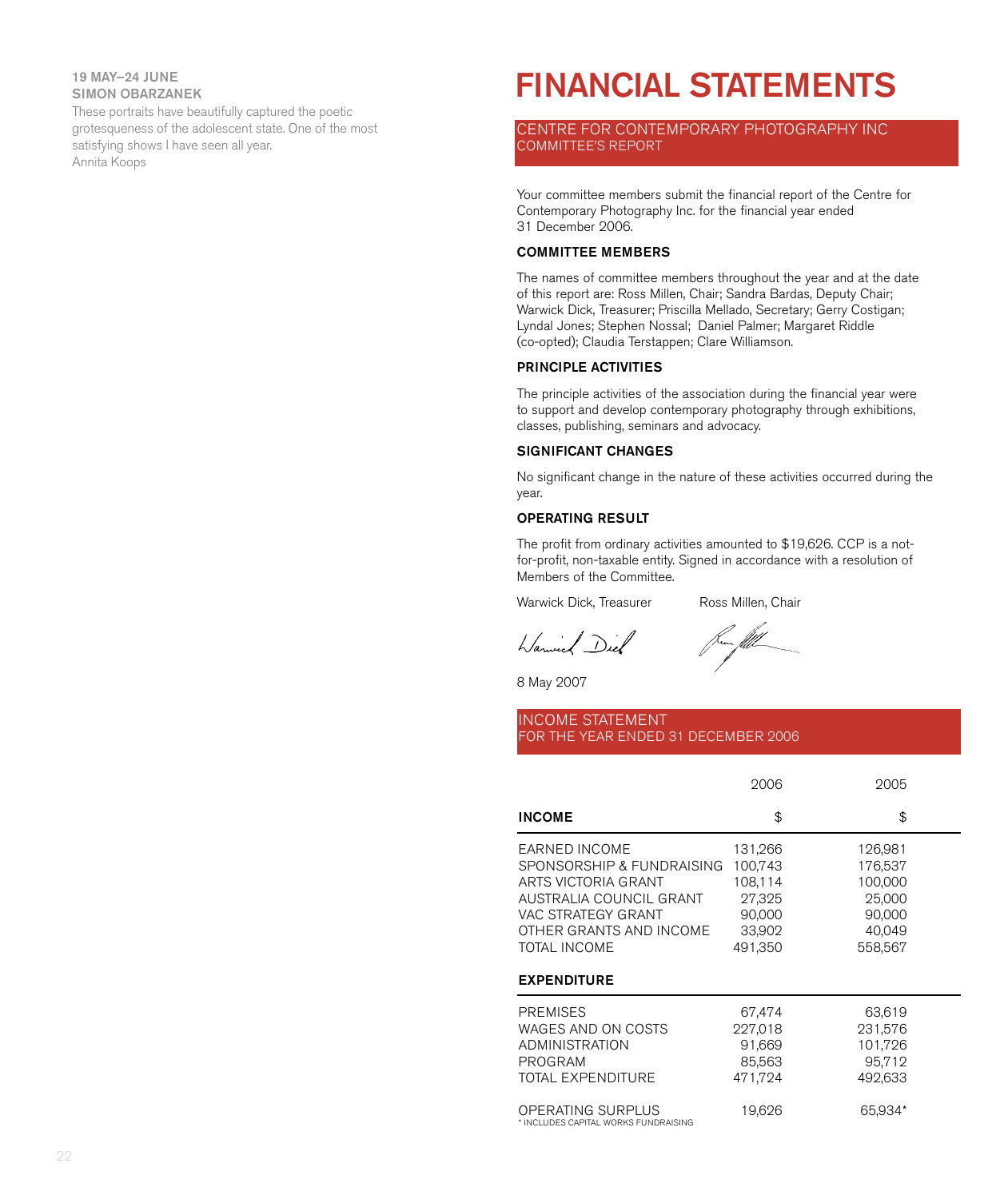**19 MAY–24 JUNE**
**SIMON OBARZANEK**

These portraits have beautifully captured the poetic grotesqueness of the adolescent state. One of the most satisfying shows I have seen all year.
Annita Koops

# FINANCIAL STATEMENTS

## CENTRE FOR CONTEMPORARY PHOTOGRAPHY INC
## COMMITTEE'S REPORT

Your committee members submit the financial report of the Centre for Contemporary Photography Inc. for the financial year ended 31 December 2006.

### COMMITTEE MEMBERS

The names of committee members throughout the year and at the date of this report are: Ross Millen, Chair; Sandra Bardas, Deputy Chair; Warwick Dick, Treasurer; Priscilla Mellado, Secretary; Gerry Costigan; Lyndal Jones; Stephen Nossal; Daniel Palmer; Margaret Riddle (co-opted); Claudia Terstappen; Clare Williamson.

### PRINCIPLE ACTIVITIES

The principle activities of the association during the financial year were to support and develop contemporary photography through exhibitions, classes, publishing, seminars and advocacy.

### SIGNIFICANT CHANGES

No significant change in the nature of these activities occurred during the year.

### OPERATING RESULT

The profit from ordinary activities amounted to $19,626. CCP is a not-for-profit, non-taxable entity. Signed in accordance with a resolution of Members of the Committee.

Warwick Dick, Treasurer        Ross Millen, Chair

8 May 2007

## INCOME STATEMENT
## FOR THE YEAR ENDED 31 DECEMBER 2006

| | 2006 | 2005 |
|---|---|---|
| **INCOME** | $ | $ |
| EARNED INCOME | 131,266 | 126,981 |
| SPONSORSHIP & FUNDRAISING | 100,743 | 176,537 |
| ARTS VICTORIA GRANT | 108,114 | 100,000 |
| AUSTRALIA COUNCIL GRANT | 27,325 | 25,000 |
| VAC STRATEGY GRANT | 90,000 | 90,000 |
| OTHER GRANTS AND INCOME | 33,902 | 40,049 |
| TOTAL INCOME | 491,350 | 558,567 |
| **EXPENDITURE** | | |
| PREMISES | 67,474 | 63,619 |
| WAGES AND ON COSTS | 227,018 | 231,576 |
| ADMINISTRATION | 91,669 | 101,726 |
| PROGRAM | 85,563 | 95,712 |
| TOTAL EXPENDITURE | 471,724 | 492,633 |
| OPERATING SURPLUS | 19,626 | 65,934* |

\* INCLUDES CAPITAL WORKS FUNDRAISING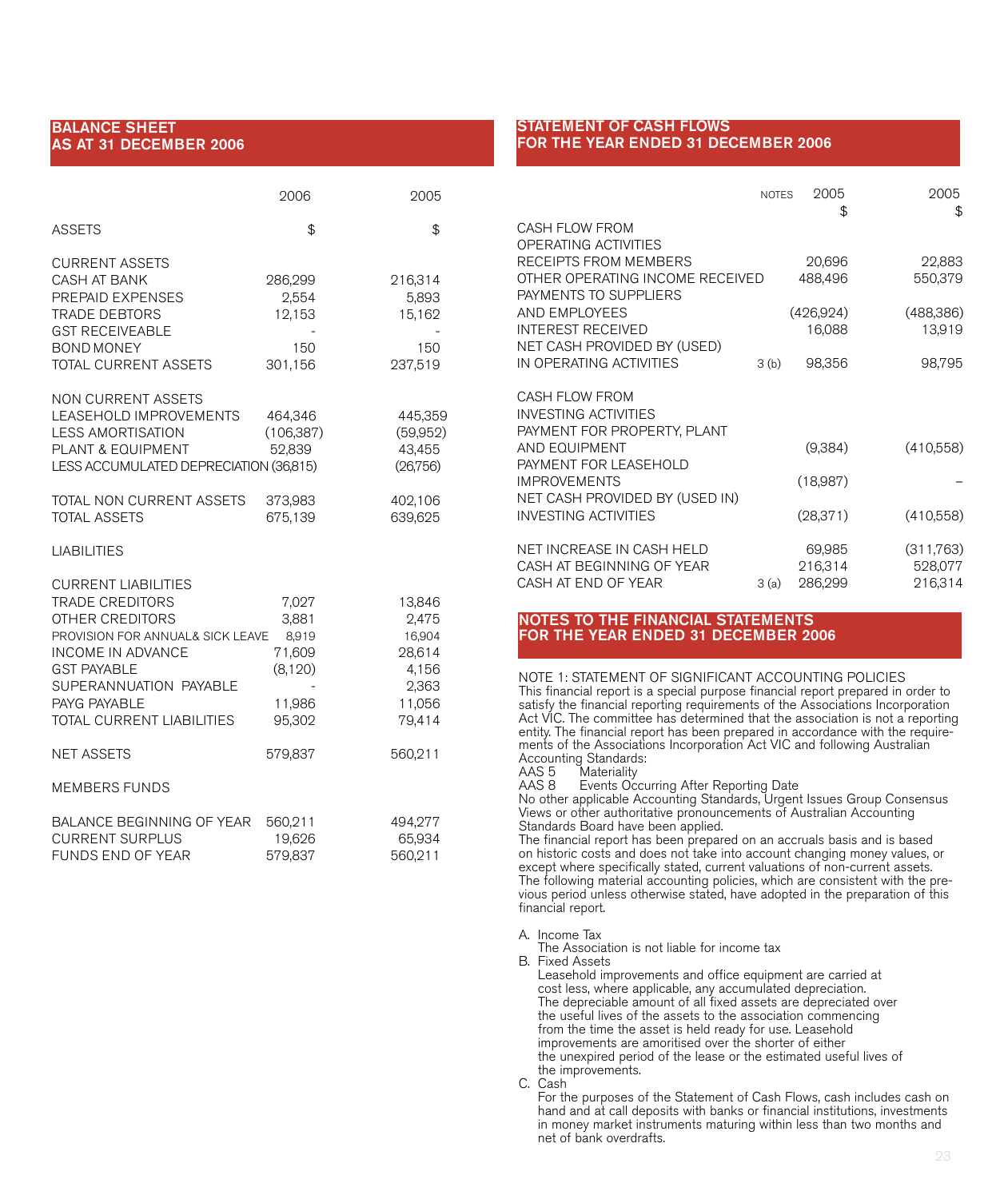## BALANCE SHEET
## AS AT 31 DECEMBER 2006

| | 2006 | 2005 |
|---|---|---|
| ASSETS | $ | $ |
| **CURRENT ASSETS** | | |
| CASH AT BANK | 286,299 | 216,314 |
| PREPAID EXPENSES | 2,554 | 5,893 |
| TRADE DEBTORS | 12,153 | 15,162 |
| GST RECEIVEABLE | - | - |
| BOND MONEY | 150 | 150 |
| TOTAL CURRENT ASSETS | 301,156 | 237,519 |
| **NON CURRENT ASSETS** | | |
| LEASEHOLD IMPROVEMENTS | 464,346 | 445,359 |
| LESS AMORTISATION | (106,387) | (59,952) |
| PLANT & EQUIPMENT | 52,839 | 43,455 |
| LESS ACCUMULATED DEPRECIATION | (36,815) | (26,756) |
| TOTAL NON CURRENT ASSETS | 373,983 | 402,106 |
| TOTAL ASSETS | 675,139 | 639,625 |
| **LIABILITIES** | | |
| **CURRENT LIABILITIES** | | |
| TRADE CREDITORS | 7,027 | 13,846 |
| OTHER CREDITORS | 3,881 | 2,475 |
| PROVISION FOR ANNUAL& SICK LEAVE | 8,919 | 16,904 |
| INCOME IN ADVANCE | 71,609 | 28,614 |
| GST PAYABLE | (8,120) | 4,156 |
| SUPERANNUATION PAYABLE | - | 2,363 |
| PAYG PAYABLE | 11,986 | 11,056 |
| TOTAL CURRENT LIABILITIES | 95,302 | 79,414 |
| NET ASSETS | 579,837 | 560,211 |
| **MEMBERS FUNDS** | | |
| BALANCE BEGINNING OF YEAR | 560,211 | 494,277 |
| CURRENT SURPLUS | 19,626 | 65,934 |
| FUNDS END OF YEAR | 579,837 | 560,211 |

## STATEMENT OF CASH FLOWS
## FOR THE YEAR ENDED 31 DECEMBER 2006

| | NOTES | 2005 $ | 2005 $ |
|---|---|---|---|
| **CASH FLOW FROM OPERATING ACTIVITIES** | | | |
| RECEIPTS FROM MEMBERS | | 20,696 | 22,883 |
| OTHER OPERATING INCOME RECEIVED | | 488,496 | 550,379 |
| PAYMENTS TO SUPPLIERS AND EMPLOYEES | | (426,924) | (488,386) |
| INTEREST RECEIVED | | 16,088 | 13,919 |
| NET CASH PROVIDED BY (USED) IN OPERATING ACTIVITIES | 3 (b) | 98,356 | 98,795 |
| **CASH FLOW FROM INVESTING ACTIVITIES** | | | |
| PAYMENT FOR PROPERTY, PLANT AND EQUIPMENT | | (9,384) | (410,558) |
| PAYMENT FOR LEASEHOLD IMPROVEMENTS | | (18,987) | – |
| NET CASH PROVIDED BY (USED IN) INVESTING ACTIVITIES | | (28,371) | (410,558) |
| NET INCREASE IN CASH HELD | | 69,985 | (311,763) |
| CASH AT BEGINNING OF YEAR | | 216,314 | 528,077 |
| CASH AT END OF YEAR | 3 (a) | 286,299 | 216,314 |

## NOTES TO THE FINANCIAL STATEMENTS
## FOR THE YEAR ENDED 31 DECEMBER 2006

NOTE 1: STATEMENT OF SIGNIFICANT ACCOUNTING POLICIES
This financial report is a special purpose financial report prepared in order to satisfy the financial reporting requirements of the Associations Incorporation Act VIC. The committee has determined that the association is not a reporting entity. The financial report has been prepared in accordance with the requirements of the Associations Incorporation Act VIC and following Australian Accounting Standards:

AAS 5 Materiality
AAS 8 Events Occurring After Reporting Date

No other applicable Accounting Standards, Urgent Issues Group Consensus Views or other authoritative pronouncements of Australian Accounting Standards Board have been applied.

The financial report has been prepared on an accruals basis and is based on historic costs and does not take into account changing money values, or except where specifically stated, current valuations of non-current assets.

The following material accounting policies, which are consistent with the previous period unless otherwise stated, have adopted in the preparation of this financial report.

A. Income Tax
   The Association is not liable for income tax
B. Fixed Assets
   Leasehold improvements and office equipment are carried at cost less, where applicable, any accumulated depreciation. The depreciable amount of all fixed assets are depreciated over the useful lives of the assets to the association commencing from the time the asset is held ready for use. Leasehold improvements are amortised over the shorter of either the unexpired period of the lease or the estimated useful lives of the improvements.
C. Cash
   For the purposes of the Statement of Cash Flows, cash includes cash on hand and at call deposits with banks or financial institutions, investments in money market instruments maturing within less than two months and net of bank overdrafts.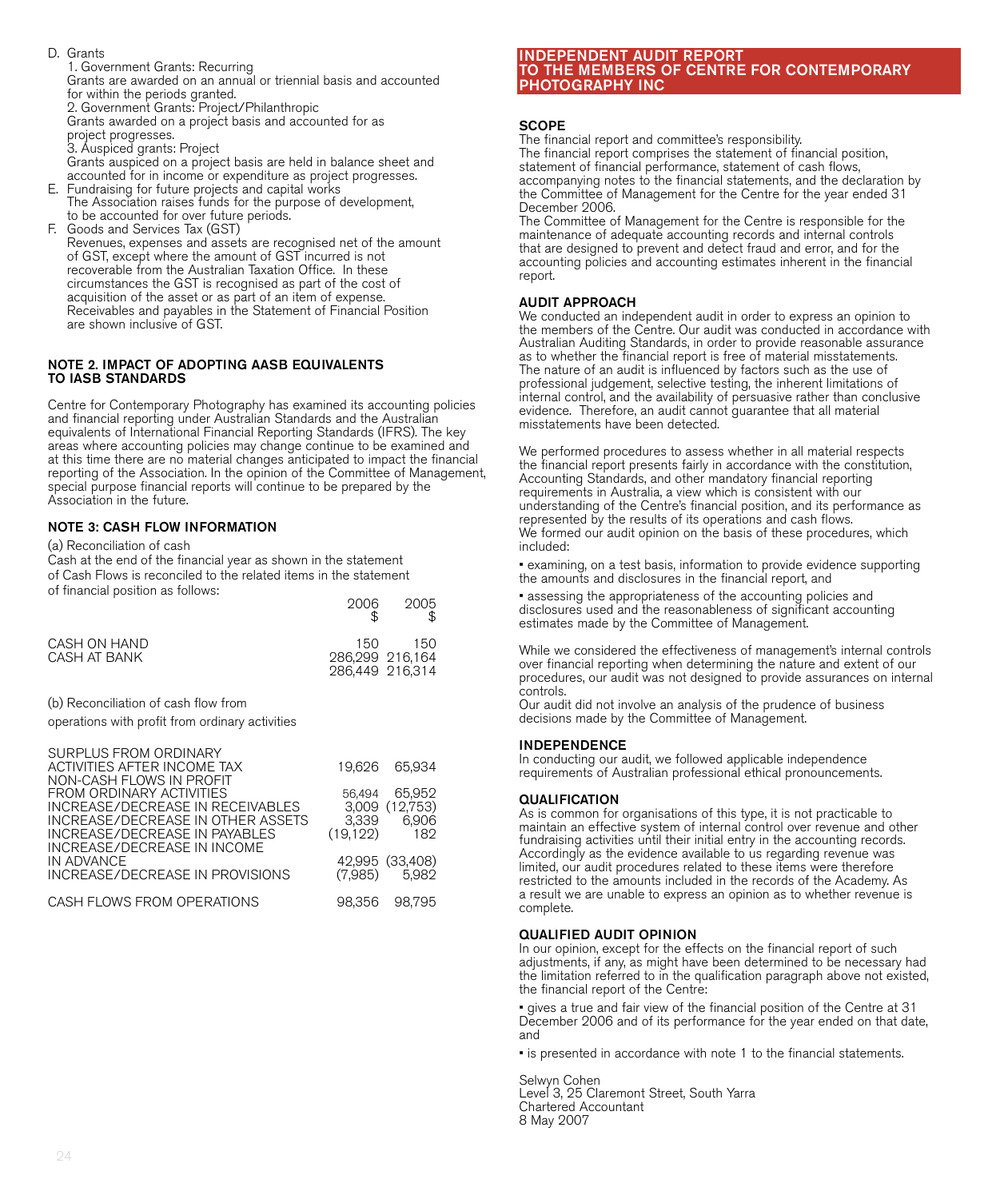D. Grants
   1. Government Grants: Recurring
   Grants are awarded on an annual or triennial basis and accounted for within the periods granted.
   2. Government Grants: Project/Philanthropic
   Grants awarded on a project basis and accounted for as project progresses.
   3. Auspiced grants: Project
   Grants auspiced on a project basis are held in balance sheet and accounted for in income or expenditure as project progresses.

E. Fundraising for future projects and capital works
   The Association raises funds for the purpose of development, to be accounted for over future periods.

F. Goods and Services Tax (GST)
   Revenues, expenses and assets are recognised net of the amount of GST, except where the amount of GST incurred is not recoverable from the Australian Taxation Office. In these circumstances the GST is recognised as part of the cost of acquisition of the asset or as part of an item of expense. Receivables and payables in the Statement of Financial Position are shown inclusive of GST.

### NOTE 2. IMPACT OF ADOPTING AASB EQUIVALENTS TO IASB STANDARDS

Centre for Contemporary Photography has examined its accounting policies and financial reporting under Australian Standards and the Australian equivalents of International Financial Reporting Standards (IFRS). The key areas where accounting policies may change continue to be examined and at this time there are no material changes anticipated to impact the financial reporting of the Association. In the opinion of the Committee of Management, special purpose financial reports will continue to be prepared by the Association in the future.

### NOTE 3: CASH FLOW INFORMATION

(a) Reconciliation of cash

Cash at the end of the financial year as shown in the statement of Cash Flows is reconciled to the related items in the statement of financial position as follows:

| | 2006 $ | 2005 $ |
|---|---|---|
| CASH ON HAND | 150 | 150 |
| CASH AT BANK | 286,299 | 216,164 |
| | 286,449 | 216,314 |

(b) Reconciliation of cash flow from operations with profit from ordinary activities

| | 2006 | 2005 |
|---|---|---|
| SURPLUS FROM ORDINARY ACTIVITIES AFTER INCOME TAX | 19,626 | 65,934 |
| NON-CASH FLOWS IN PROFIT FROM ORDINARY ACTIVITIES | 56,494 | 65,952 |
| INCREASE/DECREASE IN RECEIVABLES | 3,009 | (12,753) |
| INCREASE/DECREASE IN OTHER ASSETS | 3,339 | 6,906 |
| INCREASE/DECREASE IN PAYABLES | (19,122) | 182 |
| INCREASE/DECREASE IN INCOME IN ADVANCE | 42,995 | (33,408) |
| INCREASE/DECREASE IN PROVISIONS | (7,985) | 5,982 |
| CASH FLOWS FROM OPERATIONS | 98,356 | 98,795 |

## INDEPENDENT AUDIT REPORT TO THE MEMBERS OF CENTRE FOR CONTEMPORARY PHOTOGRAPHY INC

### SCOPE

The financial report and committee's responsibility.
The financial report comprises the statement of financial position, statement of financial performance, statement of cash flows, accompanying notes to the financial statements, and the declaration by the Committee of Management for the Centre for the year ended 31 December 2006.
The Committee of Management for the Centre is responsible for the maintenance of adequate accounting records and internal controls that are designed to prevent and detect fraud and error, and for the accounting policies and accounting estimates inherent in the financial report.

### AUDIT APPROACH

We conducted an independent audit in order to express an opinion to the members of the Centre. Our audit was conducted in accordance with Australian Auditing Standards, in order to provide reasonable assurance as to whether the financial report is free of material misstatements. The nature of an audit is influenced by factors such as the use of professional judgement, selective testing, the inherent limitations of internal control, and the availability of persuasive rather than conclusive evidence. Therefore, an audit cannot guarantee that all material misstatements have been detected.

We performed procedures to assess whether in all material respects the financial report presents fairly in accordance with the constitution, Accounting Standards, and other mandatory financial reporting requirements in Australia, a view which is consistent with our understanding of the Centre's financial position, and its performance as represented by the results of its operations and cash flows.
We formed our audit opinion on the basis of these procedures, which included:

- examining, on a test basis, information to provide evidence supporting the amounts and disclosures in the financial report, and
- assessing the appropriateness of the accounting policies and disclosures used and the reasonableness of significant accounting estimates made by the Committee of Management.

While we considered the effectiveness of management's internal controls over financial reporting when determining the nature and extent of our procedures, our audit was not designed to provide assurances on internal controls.
Our audit did not involve an analysis of the prudence of business decisions made by the Committee of Management.

### INDEPENDENCE

In conducting our audit, we followed applicable independence requirements of Australian professional ethical pronouncements.

### QUALIFICATION

As is common for organisations of this type, it is not practicable to maintain an effective system of internal control over revenue and other fundraising activities until their initial entry in the accounting records. Accordingly as the evidence available to us regarding revenue was limited, our audit procedures related to these items were therefore restricted to the amounts included in the records of the Academy. As a result we are unable to express an opinion as to whether revenue is complete.

### QUALIFIED AUDIT OPINION

In our opinion, except for the effects on the financial report of such adjustments, if any, as might have been determined to be necessary had the limitation referred to in the qualification paragraph above not existed, the financial report of the Centre:

- gives a true and fair view of the financial position of the Centre at 31 December 2006 and of its performance for the year ended on that date, and
- is presented in accordance with note 1 to the financial statements.

Selwyn Cohen
Level 3, 25 Claremont Street, South Yarra
Chartered Accountant
8 May 2007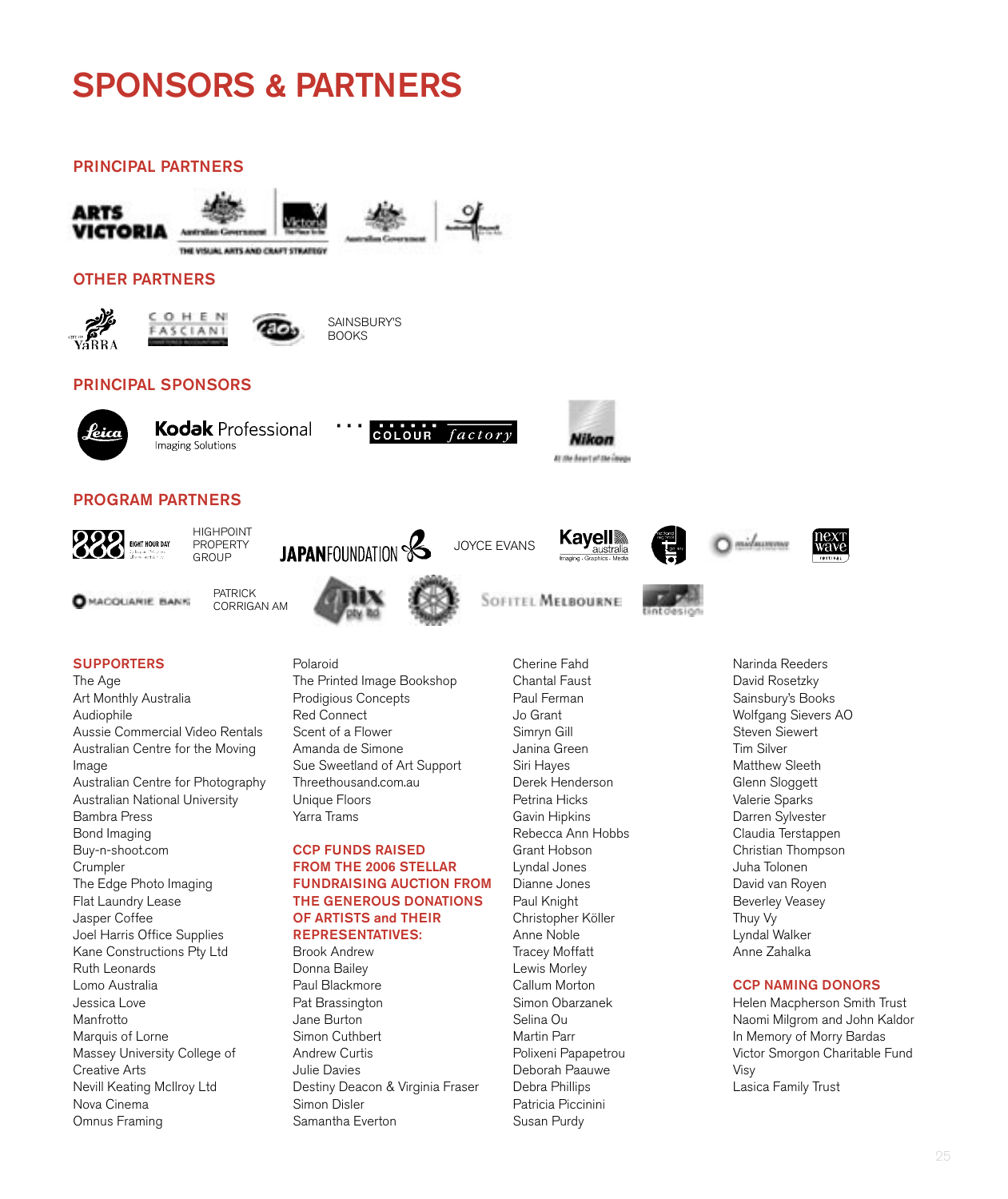# SPONSORS & PARTNERS

## PRINCIPAL PARTNERS

ARTS VICTORIA

Australian Government — THE VISUAL ARTS AND CRAFT STRATEGY

Australian Government

## OTHER PARTNERS

CITY OF YARRA

COHEN FASCIANI

SAINSBURY'S BOOKS

## PRINCIPAL SPONSORS

Leica

Kodak Professional Imaging Solutions

COLOUR factory

Nikon

## PROGRAM PARTNERS

888 EIGHT HOUR DAY

HIGHPOINT PROPERTY GROUP

JAPANFOUNDATION

JOYCE EVANS

Kayell australia Imaging · Graphics · Media

next wave FESTIVAL

MACQUARIE BANK

PATRICK CORRIGAN AM

nix pty ltd

SOFITEL MELBOURNE

tintdesign

## SUPPORTERS

The Age
Art Monthly Australia
Audiophile
Aussie Commercial Video Rentals
Australian Centre for the Moving Image
Australian Centre for Photography
Australian National University
Bambra Press
Bond Imaging
Buy-n-shoot.com
Crumpler
The Edge Photo Imaging
Flat Laundry Lease
Jasper Coffee
Joel Harris Office Supplies
Kane Constructions Pty Ltd
Ruth Leonards
Lomo Australia
Jessica Love
Manfrotto
Marquis of Lorne
Massey University College of Creative Arts
Nevill Keating McIlroy Ltd
Nova Cinema
Omnus Framing
Polaroid
The Printed Image Bookshop
Prodigious Concepts
Red Connect
Scent of a Flower
Amanda de Simone
Sue Sweetland of Art Support
Threethousand.com.au
Unique Floors
Yarra Trams

## CCP FUNDS RAISED FROM THE 2006 STELLAR FUNDRAISING AUCTION FROM THE GENEROUS DONATIONS OF ARTISTS and THEIR REPRESENTATIVES:

Brook Andrew
Donna Bailey
Paul Blackmore
Pat Brassington
Jane Burton
Simon Cuthbert
Andrew Curtis
Julie Davies
Destiny Deacon & Virginia Fraser
Simon Disler
Samantha Everton
Cherine Fahd
Chantal Faust
Paul Ferman
Jo Grant
Simryn Gill
Janina Green
Siri Hayes
Derek Henderson
Petrina Hicks
Gavin Hipkins
Rebecca Ann Hobbs
Grant Hobson
Lyndal Jones
Dianne Jones
Paul Knight
Christopher Köller
Anne Noble
Tracey Moffatt
Lewis Morley
Callum Morton
Simon Obarzanek
Selina Ou
Martin Parr
Polixeni Papapetrou
Deborah Paauwe
Debra Phillips
Patricia Piccinini
Susan Purdy
Narinda Reeders
David Rosetzky
Sainsbury's Books
Wolfgang Sievers AO
Steven Siewert
Tim Silver
Matthew Sleeth
Glenn Sloggett
Valerie Sparks
Darren Sylvester
Claudia Terstappen
Christian Thompson
Juha Tolonen
David van Royen
Beverley Veasey
Thuy Vy
Lyndal Walker
Anne Zahalka

## CCP NAMING DONORS

Helen Macpherson Smith Trust
Naomi Milgrom and John Kaldor
In Memory of Morry Bardas
Victor Smorgon Charitable Fund
Visy
Lasica Family Trust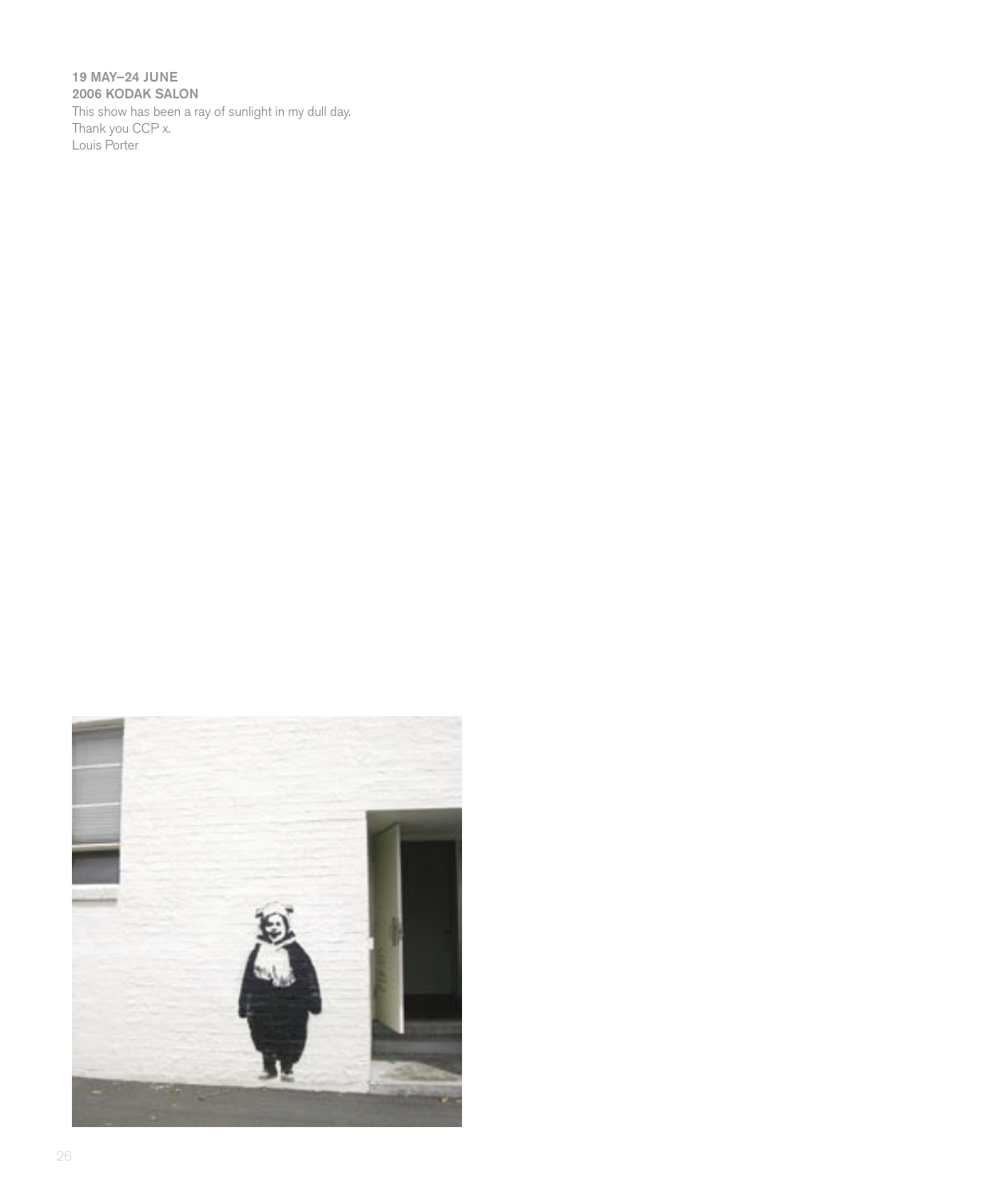**19 MAY–24 JUNE**
**2006 KODAK SALON**

This show has been a ray of sunlight in my dull day.
Thank you CCP x.
Louis Porter